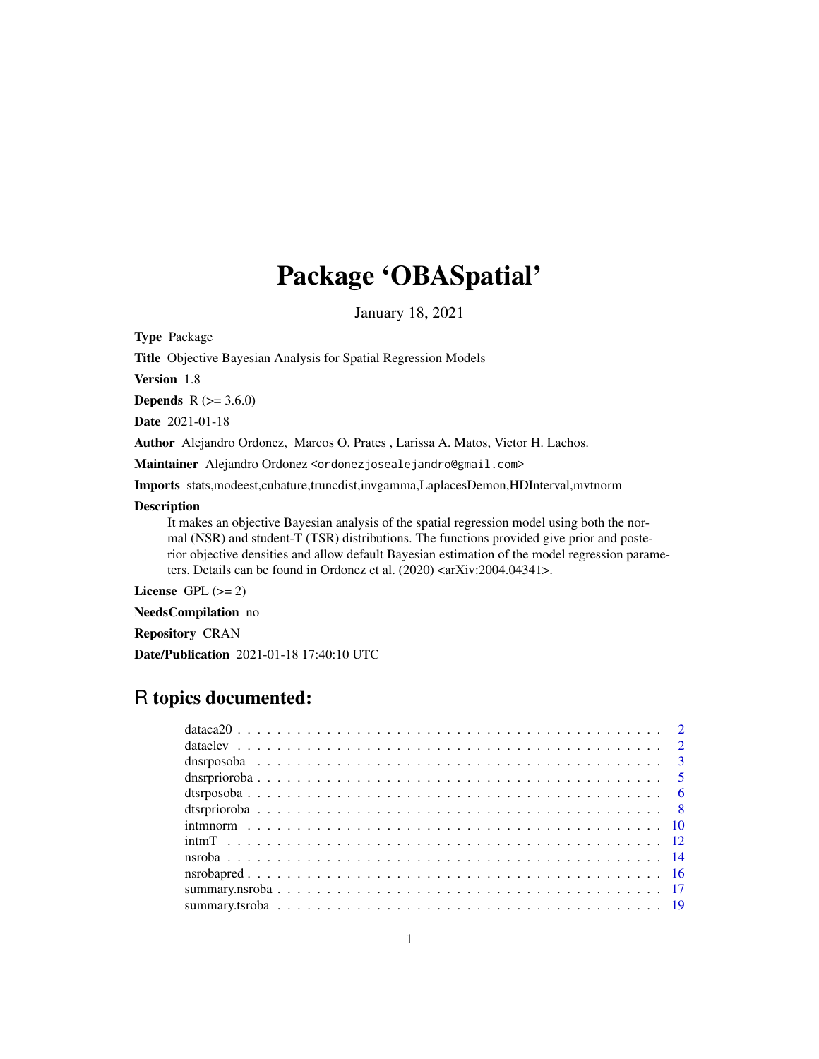# Package 'OBASpatial'

January 18, 2021

**Type** Package

**Title** Objective Bayesian Analysis for Spatial Regression Models

**Version** 1.8

**Depends** R (>= 3.6.0)

**Date** 2021-01-18

**Author** Alejandro Ordonez, Marcos O. Prates , Larissa A. Matos, Victor H. Lachos.

**Maintainer** Alejandro Ordonez <ordonezjosealejandro@gmail.com>

**Imports** stats,modeest,cubature,truncdist,invgamma,LaplacesDemon,HDInterval,mvtnorm

**Description**
It makes an objective Bayesian analysis of the spatial regression model using both the normal (NSR) and student-T (TSR) distributions. The functions provided give prior and posterior objective densities and allow default Bayesian estimation of the model regression parameters. Details can be found in Ordonez et al. (2020) <arXiv:2004.04341>.

**License** GPL (>= 2)

**NeedsCompilation** no

**Repository** CRAN

**Date/Publication** 2021-01-18 17:40:10 UTC

## R topics documented:

| | |
|---|---|
| dataca20 | 2 |
| dataelev | 2 |
| dnsrposoba | 3 |
| dnsrprioroba | 5 |
| dtsrposoba | 6 |
| dtsrprioroba | 8 |
| intmnorm | 10 |
| intmT | 12 |
| nsroba | 14 |
| nsrobapred | 16 |
| summary.nsroba | 17 |
| summary.tsroba | 19 |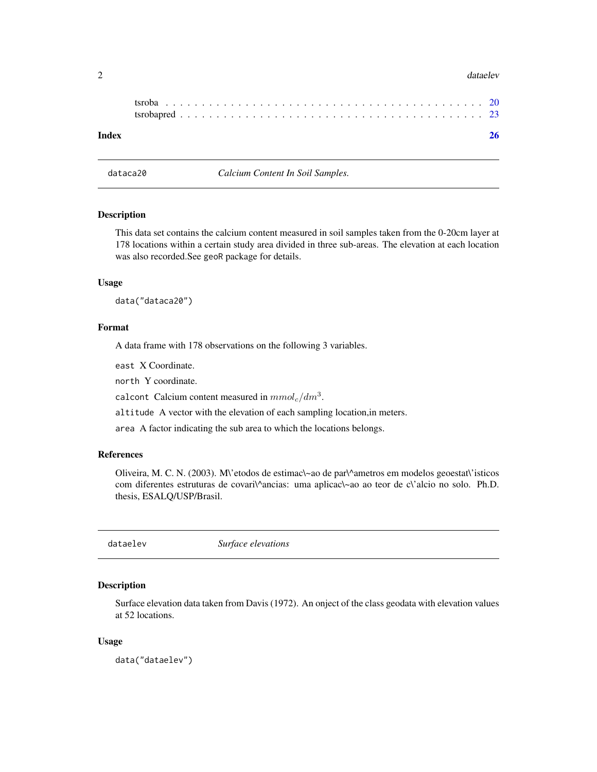tsroba . . . . . . . . . . . . . . . . . . . . . . . . . . . . . . . . . . . . . . . . . . 20
tsrobapred . . . . . . . . . . . . . . . . . . . . . . . . . . . . . . . . . . . . . . . 23

**Index** **26**

---

## dataca20 *Calcium Content In Soil Samples.*

### Description

This data set contains the calcium content measured in soil samples taken from the 0-20cm layer at 178 locations within a certain study area divided in three sub-areas. The elevation at each location was also recorded.See `geoR` package for details.

### Usage

```
data("dataca20")
```

### Format

A data frame with 178 observations on the following 3 variables.

`east` X Coordinate.

`north` Y coordinate.

`calcont` Calcium content measured in $mmol_c/dm^3$.

`altitude` A vector with the elevation of each sampling location,in meters.

`area` A factor indicating the sub area to which the locations belongs.

### References

Oliveira, M. C. N. (2003). M\'etodos de estimac\~ao de par\^ametros em modelos geoestat\'isticos com diferentes estruturas de covari\^ancias: uma aplicac\~ao ao teor de c\'alcio no solo. Ph.D. thesis, ESALQ/USP/Brasil.

---

## dataelev *Surface elevations*

### Description

Surface elevation data taken from Davis (1972). An onject of the class geodata with elevation values at 52 locations.

### Usage

```
data("dataelev")
```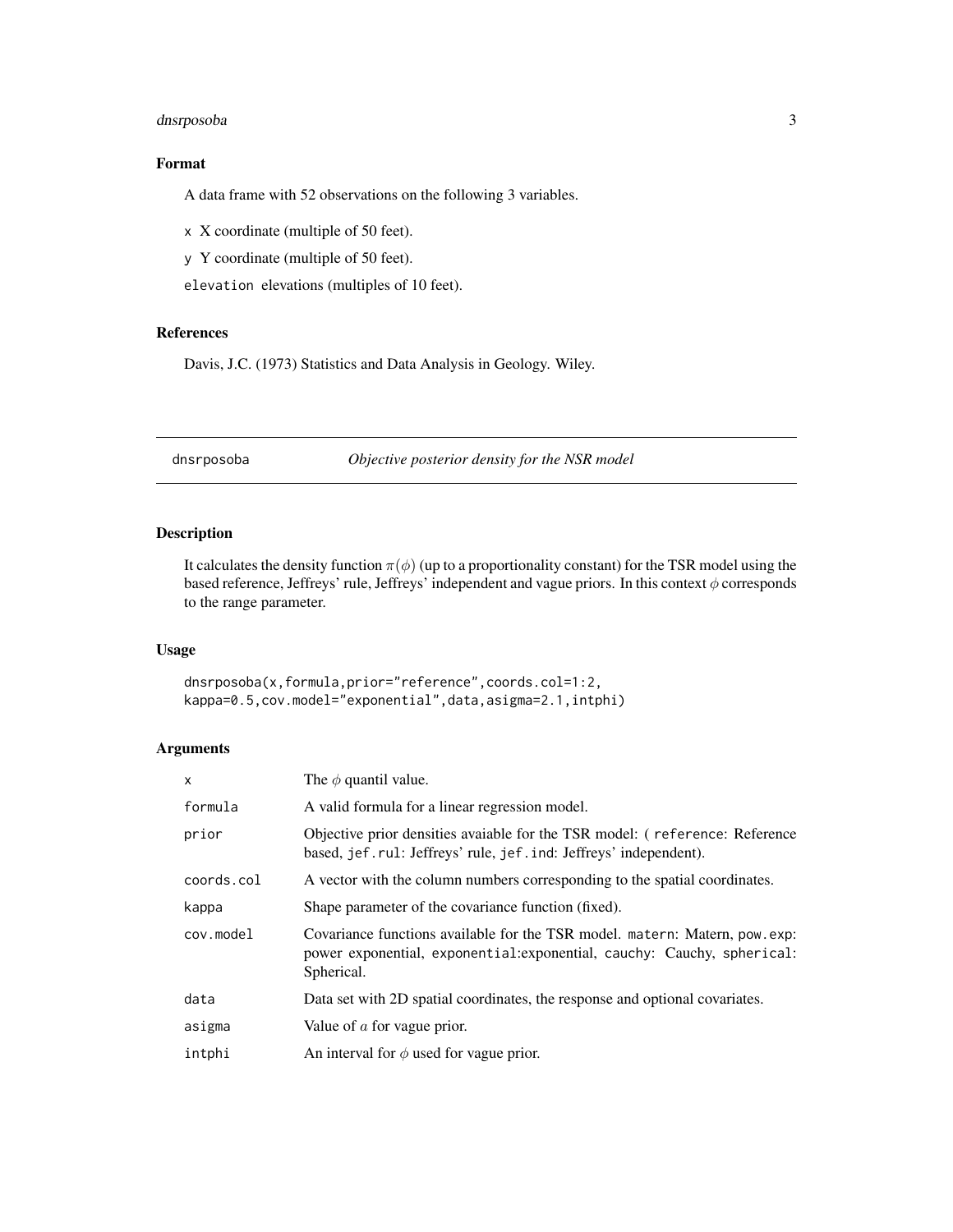## Format

A data frame with 52 observations on the following 3 variables.

`x` X coordinate (multiple of 50 feet).

`y` Y coordinate (multiple of 50 feet).

`elevation` elevations (multiples of 10 feet).

## References

Davis, J.C. (1973) Statistics and Data Analysis in Geology. Wiley.

---

# dnsrposoba — *Objective posterior density for the NSR model*

## Description

It calculates the density function $\pi(\phi)$ (up to a proportionality constant) for the TSR model using the based reference, Jeffreys' rule, Jeffreys' independent and vague priors. In this context $\phi$ corresponds to the range parameter.

## Usage

```
dnsrposoba(x,formula,prior="reference",coords.col=1:2,
kappa=0.5,cov.model="exponential",data,asigma=2.1,intphi)
```

## Arguments

| | |
|---|---|
| `x` | The $\phi$ quantil value. |
| `formula` | A valid formula for a linear regression model. |
| `prior` | Objective prior densities avaiable for the TSR model: ( `reference`: Reference based, `jef.rul`: Jeffreys' rule, `jef.ind`: Jeffreys' independent). |
| `coords.col` | A vector with the column numbers corresponding to the spatial coordinates. |
| `kappa` | Shape parameter of the covariance function (fixed). |
| `cov.model` | Covariance functions available for the TSR model. `matern`: Matern, `pow.exp`: power exponential, `exponential`:exponential, `cauchy`: Cauchy, `spherical`: Spherical. |
| `data` | Data set with 2D spatial coordinates, the response and optional covariates. |
| `asigma` | Value of $a$ for vague prior. |
| `intphi` | An interval for $\phi$ used for vague prior. |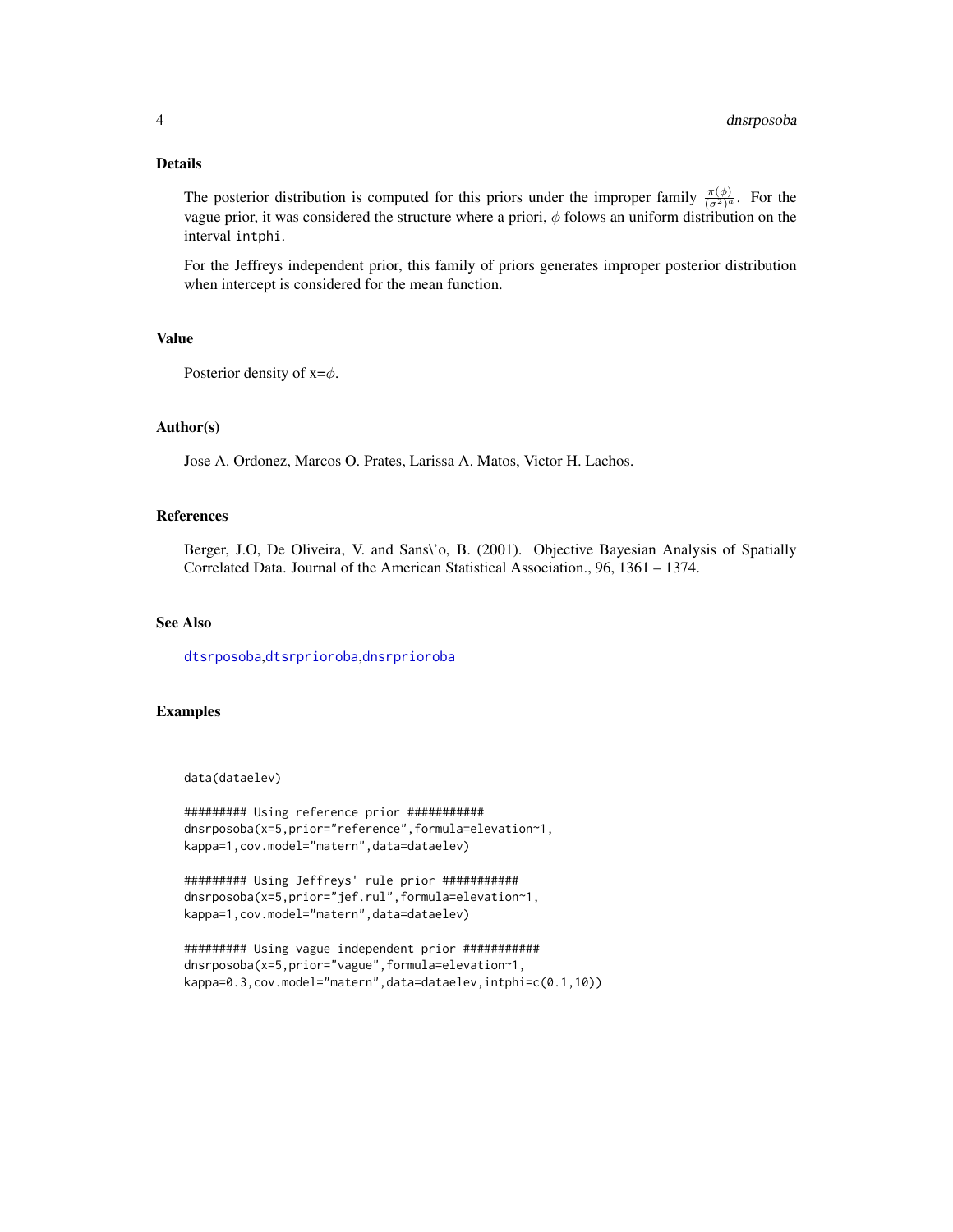## Details

The posterior distribution is computed for this priors under the improper family $\frac{\pi(\phi)}{(\sigma^2)^a}$. For the vague prior, it was considered the structure where a priori, $\phi$ folows an uniform distribution on the interval `intphi`.

For the Jeffreys independent prior, this family of priors generates improper posterior distribution when intercept is considered for the mean function.

## Value

Posterior density of x=$\phi$.

## Author(s)

Jose A. Ordonez, Marcos O. Prates, Larissa A. Matos, Victor H. Lachos.

## References

Berger, J.O, De Oliveira, V. and Sans\'o, B. (2001). Objective Bayesian Analysis of Spatially Correlated Data. Journal of the American Statistical Association., 96, 1361 – 1374.

## See Also

dtsrposoba,dtsrprioroba,dnsrprioroba

## Examples

```
data(dataelev)

######### Using reference prior ###########
dnsrposoba(x=5,prior="reference",formula=elevation~1,
kappa=1,cov.model="matern",data=dataelev)

######### Using Jeffreys' rule prior ###########
dnsrposoba(x=5,prior="jef.rul",formula=elevation~1,
kappa=1,cov.model="matern",data=dataelev)

######### Using vague independent prior ###########
dnsrposoba(x=5,prior="vague",formula=elevation~1,
kappa=0.3,cov.model="matern",data=dataelev,intphi=c(0.1,10))
```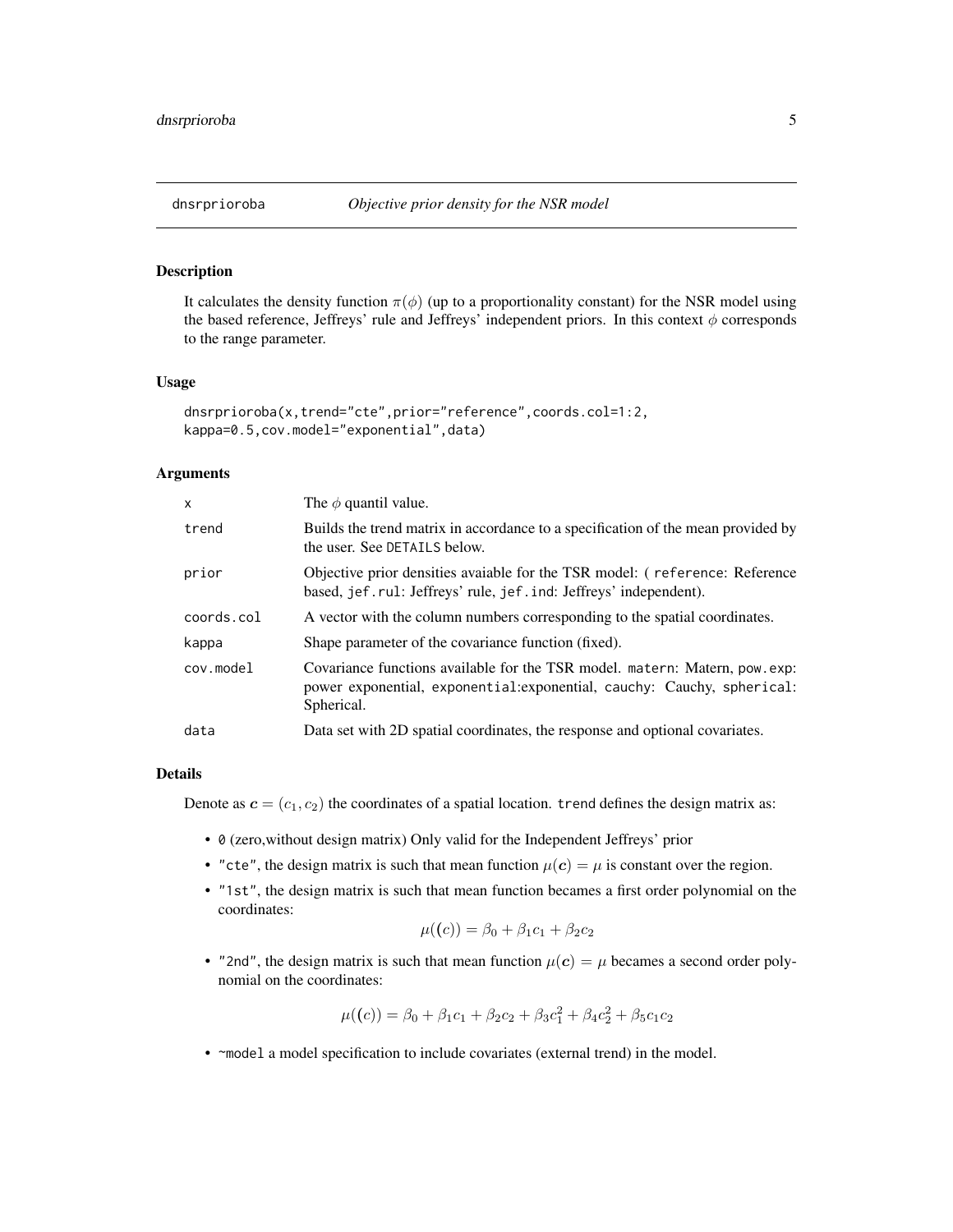# dnsrprioroba — *Objective prior density for the NSR model*

## Description

It calculates the density function $\pi(\phi)$ (up to a proportionality constant) for the NSR model using the based reference, Jeffreys' rule and Jeffreys' independent priors. In this context $\phi$ corresponds to the range parameter.

## Usage

```
dnsrprioroba(x,trend="cte",prior="reference",coords.col=1:2,
kappa=0.5,cov.model="exponential",data)
```

## Arguments

| | |
|---|---|
| x | The $\phi$ quantil value. |
| trend | Builds the trend matrix in accordance to a specification of the mean provided by the user. See DETAILS below. |
| prior | Objective prior densities avaiable for the TSR model: ( reference: Reference based, jef.rul: Jeffreys' rule, jef.ind: Jeffreys' independent). |
| coords.col | A vector with the column numbers corresponding to the spatial coordinates. |
| kappa | Shape parameter of the covariance function (fixed). |
| cov.model | Covariance functions available for the TSR model. matern: Matern, pow.exp: power exponential, exponential:exponential, cauchy: Cauchy, spherical: Spherical. |
| data | Data set with 2D spatial coordinates, the response and optional covariates. |

## Details

Denote as $\boldsymbol{c} = (c_1, c_2)$ the coordinates of a spatial location. trend defines the design matrix as:

- 0 (zero,without design matrix) Only valid for the Independent Jeffreys' prior
- "cte", the design matrix is such that mean function $\mu(\boldsymbol{c}) = \mu$ is constant over the region.
- "1st", the design matrix is such that mean function becames a first order polynomial on the coordinates:

$$\mu((c)) = \beta_0 + \beta_1 c_1 + \beta_2 c_2$$

- "2nd", the design matrix is such that mean function $\mu(\boldsymbol{c}) = \mu$ becames a second order polynomial on the coordinates:

$$\mu((c)) = \beta_0 + \beta_1 c_1 + \beta_2 c_2 + \beta_3 c_1^2 + \beta_4 c_2^2 + \beta_5 c_1 c_2$$

- ~model a model specification to include covariates (external trend) in the model.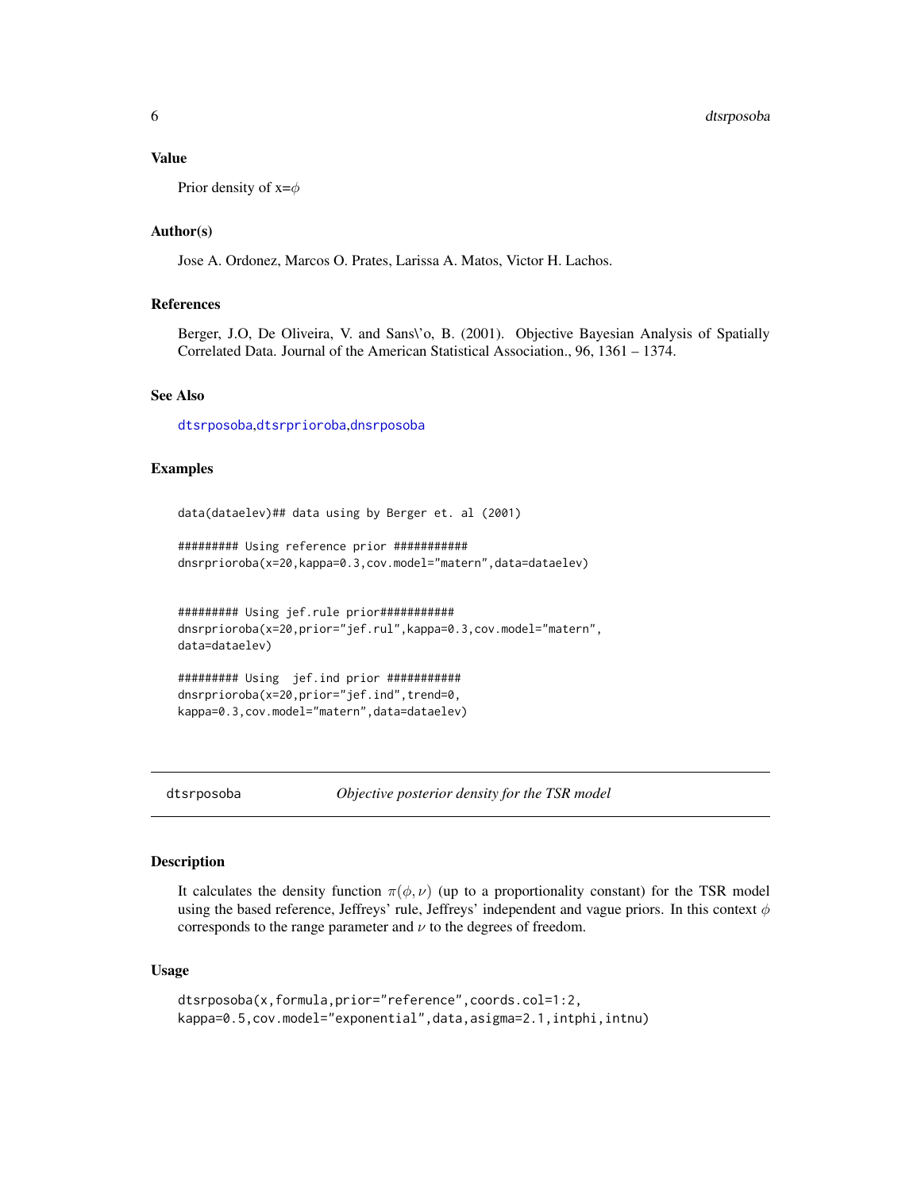## Value

Prior density of x=$\phi$

## Author(s)

Jose A. Ordonez, Marcos O. Prates, Larissa A. Matos, Victor H. Lachos.

## References

Berger, J.O, De Oliveira, V. and Sans\'o, B. (2001). Objective Bayesian Analysis of Spatially Correlated Data. Journal of the American Statistical Association., 96, 1361 – 1374.

## See Also

dtsrposoba,dtsrprioroba,dnsrposoba

## Examples

```
data(dataelev)## data using by Berger et. al (2001)

######### Using reference prior ###########
dnsrprioroba(x=20,kappa=0.3,cov.model="matern",data=dataelev)


######### Using jef.rule prior###########
dnsrprioroba(x=20,prior="jef.rul",kappa=0.3,cov.model="matern",
data=dataelev)

######### Using  jef.ind prior ###########
dnsrprioroba(x=20,prior="jef.ind",trend=0,
kappa=0.3,cov.model="matern",data=dataelev)
```

---

# dtsrposoba *Objective posterior density for the TSR model*

## Description

It calculates the density function $\pi(\phi, \nu)$ (up to a proportionality constant) for the TSR model using the based reference, Jeffreys' rule, Jeffreys' independent and vague priors. In this context $\phi$ corresponds to the range parameter and $\nu$ to the degrees of freedom.

## Usage

```
dtsrposoba(x,formula,prior="reference",coords.col=1:2,
kappa=0.5,cov.model="exponential",data,asigma=2.1,intphi,intnu)
```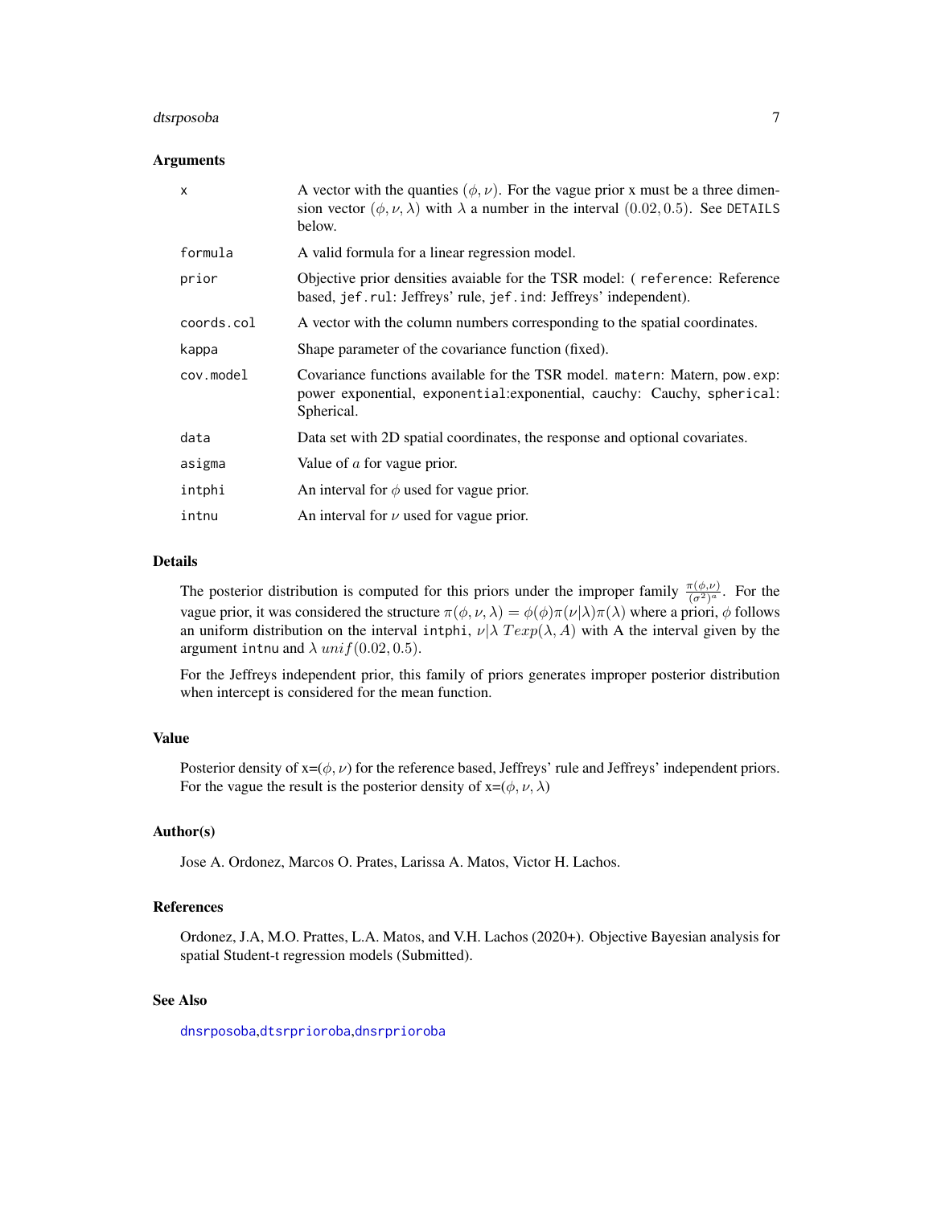## Arguments

| | |
|---|---|
| x | A vector with the quanties $(\phi, \nu)$. For the vague prior x must be a three dimension vector $(\phi, \nu, \lambda)$ with $\lambda$ a number in the interval $(0.02, 0.5)$. See DETAILS below. |
| formula | A valid formula for a linear regression model. |
| prior | Objective prior densities avaiable for the TSR model: ( reference: Reference based, jef.rul: Jeffreys' rule, jef.ind: Jeffreys' independent). |
| coords.col | A vector with the column numbers corresponding to the spatial coordinates. |
| kappa | Shape parameter of the covariance function (fixed). |
| cov.model | Covariance functions available for the TSR model. matern: Matern, pow.exp: power exponential, exponential:exponential, cauchy: Cauchy, spherical: Spherical. |
| data | Data set with 2D spatial coordinates, the response and optional covariates. |
| asigma | Value of $a$ for vague prior. |
| intphi | An interval for $\phi$ used for vague prior. |
| intnu | An interval for $\nu$ used for vague prior. |

## Details

The posterior distribution is computed for this priors under the improper family $\frac{\pi(\phi,\nu)}{(\sigma^2)^a}$. For the vague prior, it was considered the structure $\pi(\phi, \nu, \lambda) = \phi(\phi)\pi(\nu|\lambda)\pi(\lambda)$ where a priori, $\phi$ follows an uniform distribution on the interval intphi, $\nu|\lambda \; Texp(\lambda, A)$ with A the interval given by the argument intnu and $\lambda \; unif(0.02, 0.5)$.

For the Jeffreys independent prior, this family of priors generates improper posterior distribution when intercept is considered for the mean function.

## Value

Posterior density of x=$(\phi, \nu)$ for the reference based, Jeffreys' rule and Jeffreys' independent priors. For the vague the result is the posterior density of x=$(\phi, \nu, \lambda)$

## Author(s)

Jose A. Ordonez, Marcos O. Prates, Larissa A. Matos, Victor H. Lachos.

## References

Ordonez, J.A, M.O. Prattes, L.A. Matos, and V.H. Lachos (2020+). Objective Bayesian analysis for spatial Student-t regression models (Submitted).

## See Also

dnsrposoba,dtsrprioroba,dnsrprioroba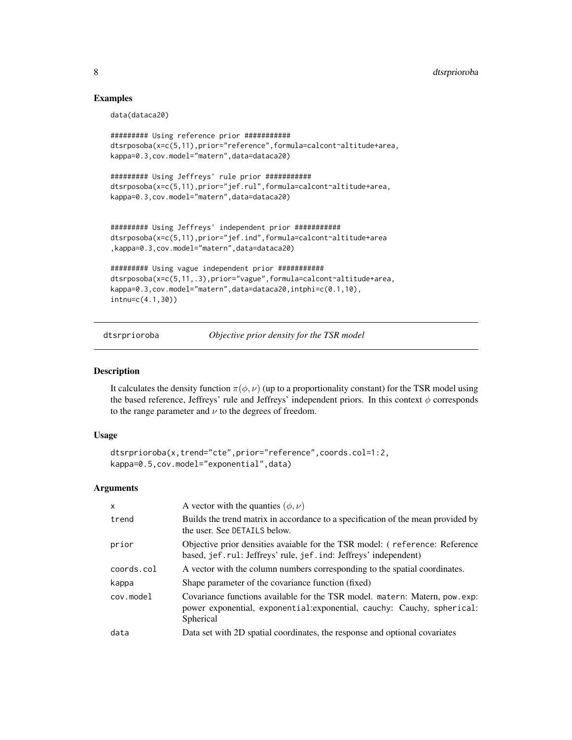## Examples

```
data(dataca20)

######### Using reference prior ###########
dtsrposoba(x=c(5,11),prior="reference",formula=calcont~altitude+area,
kappa=0.3,cov.model="matern",data=dataca20)

######### Using Jeffreys' rule prior ###########
dtsrposoba(x=c(5,11),prior="jef.rul",formula=calcont~altitude+area,
kappa=0.3,cov.model="matern",data=dataca20)


######### Using Jeffreys' independent prior ###########
dtsrposoba(x=c(5,11),prior="jef.ind",formula=calcont~altitude+area
,kappa=0.3,cov.model="matern",data=dataca20)

######### Using vague independent prior ###########
dtsrposoba(x=c(5,11,.3),prior="vague",formula=calcont~altitude+area,
kappa=0.3,cov.model="matern",data=dataca20,intphi=c(0.1,10),
intnu=c(4.1,30))
```

---

# dtsrprioroba *Objective prior density for the TSR model*

## Description

It calculates the density function $\pi(\phi, \nu)$ (up to a proportionality constant) for the TSR model using the based reference, Jeffreys' rule and Jeffreys' independent priors. In this context $\phi$ corresponds to the range parameter and $\nu$ to the degrees of freedom.

## Usage

```
dtsrprioroba(x,trend="cte",prior="reference",coords.col=1:2,
kappa=0.5,cov.model="exponential",data)
```

## Arguments

| | |
|---|---|
| x | A vector with the quanties $(\phi, \nu)$ |
| trend | Builds the trend matrix in accordance to a specification of the mean provided by the user. See DETAILS below. |
| prior | Objective prior densities avaiable for the TSR model: ( reference: Reference based, jef.rul: Jeffreys' rule, jef.ind: Jeffreys' independent) |
| coords.col | A vector with the column numbers corresponding to the spatial coordinates. |
| kappa | Shape parameter of the covariance function (fixed) |
| cov.model | Covariance functions available for the TSR model. matern: Matern, pow.exp: power exponential, exponential:exponential, cauchy: Cauchy, spherical: Spherical |
| data | Data set with 2D spatial coordinates, the response and optional covariates |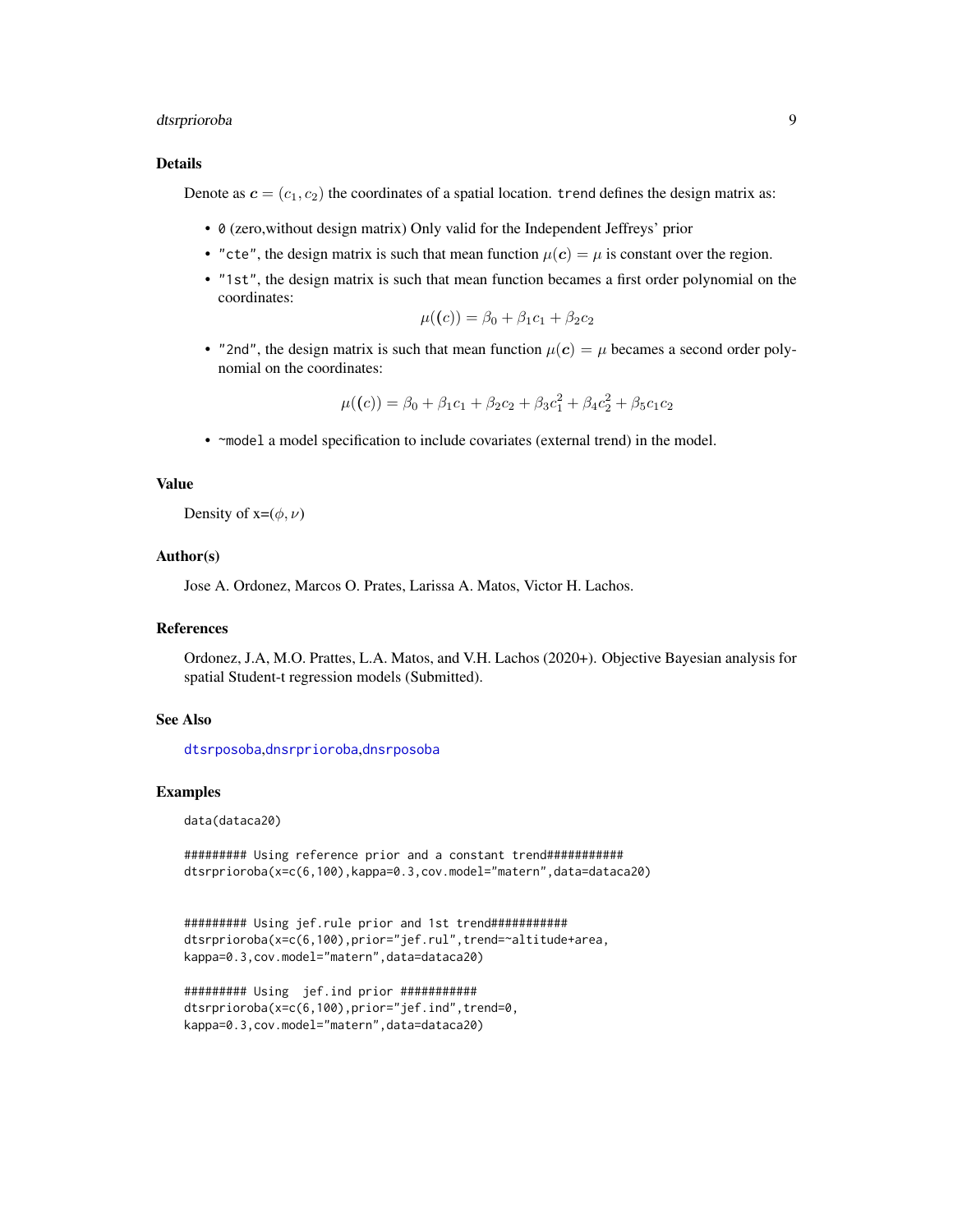### Details

Denote as $\boldsymbol{c} = (c_1, c_2)$ the coordinates of a spatial location. `trend` defines the design matrix as:

- `0` (zero,without design matrix) Only valid for the Independent Jeffreys' prior
- `"cte"`, the design matrix is such that mean function $\mu(\boldsymbol{c}) = \mu$ is constant over the region.
- `"1st"`, the design matrix is such that mean function becames a first order polynomial on the coordinates:

$$\mu((c)) = \beta_0 + \beta_1 c_1 + \beta_2 c_2$$

- `"2nd"`, the design matrix is such that mean function $\mu(\boldsymbol{c}) = \mu$ becames a second order polynomial on the coordinates:

$$\mu((c)) = \beta_0 + \beta_1 c_1 + \beta_2 c_2 + \beta_3 c_1^2 + \beta_4 c_2^2 + \beta_5 c_1 c_2$$

- `~model` a model specification to include covariates (external trend) in the model.

### Value

Density of x=$(\phi, \nu)$

### Author(s)

Jose A. Ordonez, Marcos O. Prates, Larissa A. Matos, Victor H. Lachos.

### References

Ordonez, J.A, M.O. Prattes, L.A. Matos, and V.H. Lachos (2020+). Objective Bayesian analysis for spatial Student-t regression models (Submitted).

### See Also

dtsrposoba,dnsrprioroba,dnsrposoba

### Examples

```
data(dataca20)

######### Using reference prior and a constant trend###########
dtsrprioroba(x=c(6,100),kappa=0.3,cov.model="matern",data=dataca20)


######### Using jef.rule prior and 1st trend###########
dtsrprioroba(x=c(6,100),prior="jef.rul",trend=~altitude+area,
kappa=0.3,cov.model="matern",data=dataca20)

######### Using  jef.ind prior ###########
dtsrprioroba(x=c(6,100),prior="jef.ind",trend=0,
kappa=0.3,cov.model="matern",data=dataca20)
```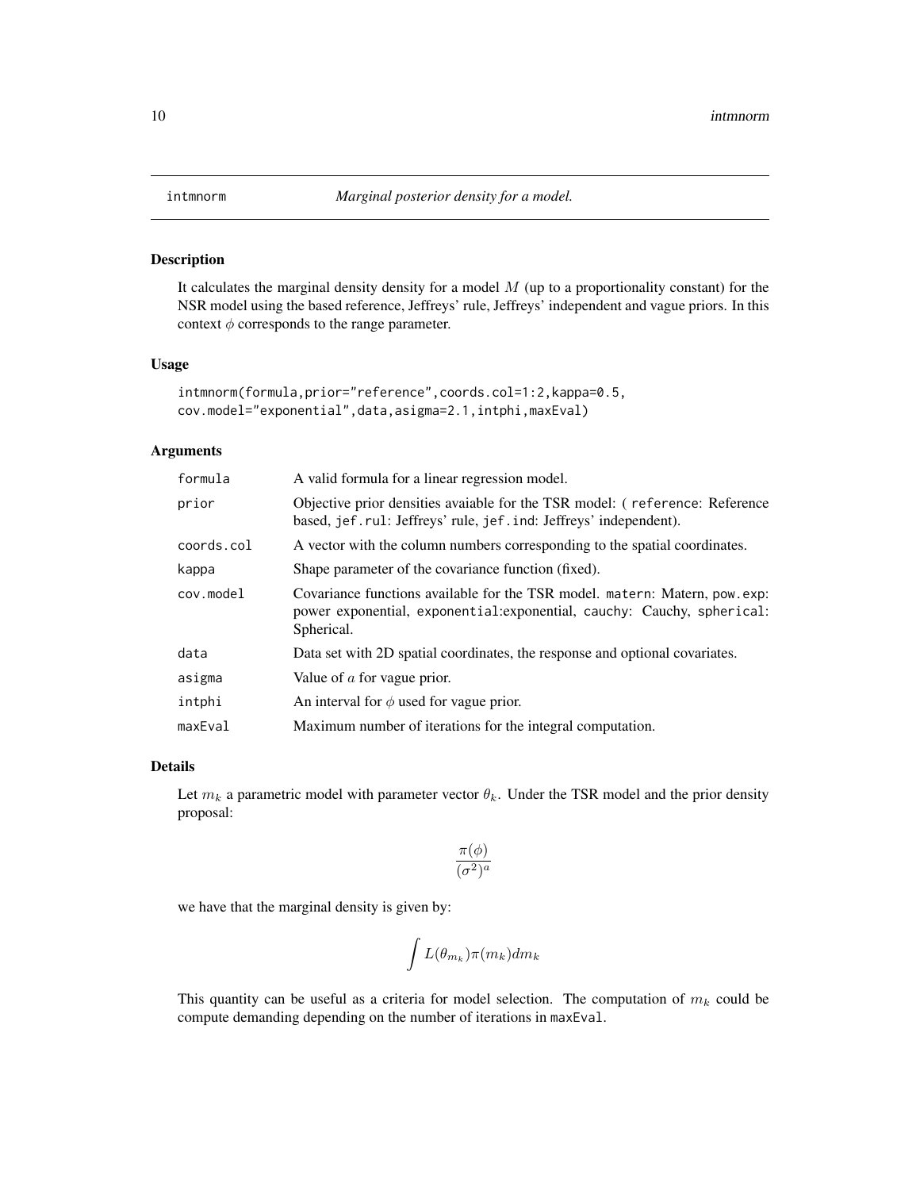# intmnorm *Marginal posterior density for a model.*

## Description

It calculates the marginal density density for a model $M$ (up to a proportionality constant) for the NSR model using the based reference, Jeffreys' rule, Jeffreys' independent and vague priors. In this context $\phi$ corresponds to the range parameter.

## Usage

```
intmnorm(formula,prior="reference",coords.col=1:2,kappa=0.5,
cov.model="exponential",data,asigma=2.1,intphi,maxEval)
```

## Arguments

| | |
|---|---|
| `formula` | A valid formula for a linear regression model. |
| `prior` | Objective prior densities avaiable for the TSR model: ( `reference`: Reference based, `jef.rul`: Jeffreys' rule, `jef.ind`: Jeffreys' independent). |
| `coords.col` | A vector with the column numbers corresponding to the spatial coordinates. |
| `kappa` | Shape parameter of the covariance function (fixed). |
| `cov.model` | Covariance functions available for the TSR model. `matern`: Matern, `pow.exp`: power exponential, `exponential`:exponential, `cauchy`: Cauchy, `spherical`: Spherical. |
| `data` | Data set with 2D spatial coordinates, the response and optional covariates. |
| `asigma` | Value of $a$ for vague prior. |
| `intphi` | An interval for $\phi$ used for vague prior. |
| `maxEval` | Maximum number of iterations for the integral computation. |

## Details

Let $m_k$ a parametric model with parameter vector $\theta_k$. Under the TSR model and the prior density proposal:

$$\frac{\pi(\phi)}{(\sigma^2)^a}$$

we have that the marginal density is given by:

$$\int L(\theta_{m_k})\pi(m_k)dm_k$$

This quantity can be useful as a criteria for model selection. The computation of $m_k$ could be compute demanding depending on the number of iterations in `maxEval`.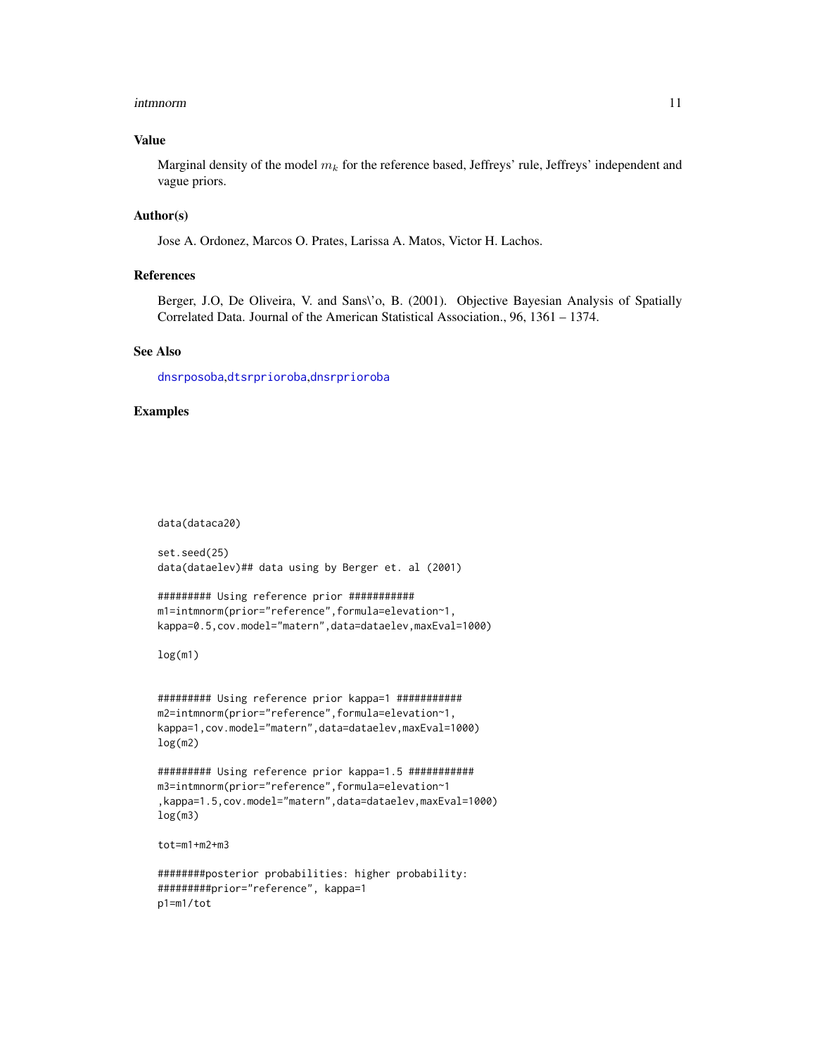## Value

Marginal density of the model $m_k$ for the reference based, Jeffreys' rule, Jeffreys' independent and vague priors.

## Author(s)

Jose A. Ordonez, Marcos O. Prates, Larissa A. Matos, Victor H. Lachos.

## References

Berger, J.O, De Oliveira, V. and Sans\'o, B. (2001). Objective Bayesian Analysis of Spatially Correlated Data. Journal of the American Statistical Association., 96, 1361 – 1374.

## See Also

dnsrposoba,dtsrprioroba,dnsrprioroba

## Examples

```
data(dataca20)

set.seed(25)
data(dataelev)## data using by Berger et. al (2001)

######### Using reference prior ###########
m1=intmnorm(prior="reference",formula=elevation~1,
kappa=0.5,cov.model="matern",data=dataelev,maxEval=1000)

log(m1)


######### Using reference prior kappa=1 ###########
m2=intmnorm(prior="reference",formula=elevation~1,
kappa=1,cov.model="matern",data=dataelev,maxEval=1000)
log(m2)

######### Using reference prior kappa=1.5 ###########
m3=intmnorm(prior="reference",formula=elevation~1
,kappa=1.5,cov.model="matern",data=dataelev,maxEval=1000)
log(m3)

tot=m1+m2+m3

########posterior probabilities: higher probability:
#########prior="reference", kappa=1
p1=m1/tot
```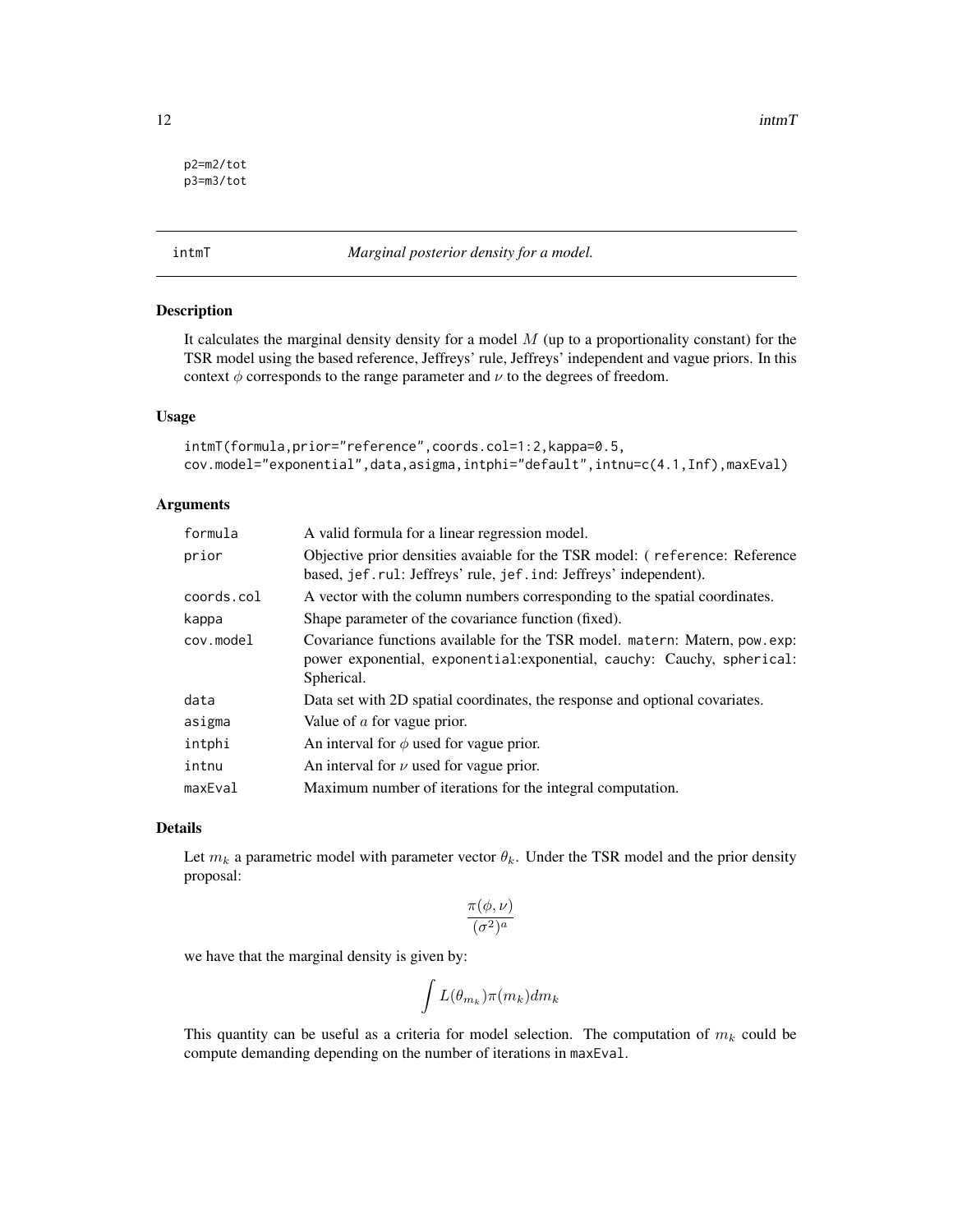```
p2=m2/tot
p3=m3/tot
```

## intmT — *Marginal posterior density for a model.*

### Description

It calculates the marginal density density for a model $M$ (up to a proportionality constant) for the TSR model using the based reference, Jeffreys' rule, Jeffreys' independent and vague priors. In this context $\phi$ corresponds to the range parameter and $\nu$ to the degrees of freedom.

### Usage

```
intmT(formula,prior="reference",coords.col=1:2,kappa=0.5,
cov.model="exponential",data,asigma,intphi="default",intnu=c(4.1,Inf),maxEval)
```

### Arguments

| | |
|---|---|
| `formula` | A valid formula for a linear regression model. |
| `prior` | Objective prior densities avaiable for the TSR model: ( `reference`: Reference based, `jef.rul`: Jeffreys' rule, `jef.ind`: Jeffreys' independent). |
| `coords.col` | A vector with the column numbers corresponding to the spatial coordinates. |
| `kappa` | Shape parameter of the covariance function (fixed). |
| `cov.model` | Covariance functions available for the TSR model. `matern`: Matern, `pow.exp`: power exponential, `exponential`:exponential, `cauchy`: Cauchy, `spherical`: Spherical. |
| `data` | Data set with 2D spatial coordinates, the response and optional covariates. |
| `asigma` | Value of $a$ for vague prior. |
| `intphi` | An interval for $\phi$ used for vague prior. |
| `intnu` | An interval for $\nu$ used for vague prior. |
| `maxEval` | Maximum number of iterations for the integral computation. |

### Details

Let $m_k$ a parametric model with parameter vector $\theta_k$. Under the TSR model and the prior density proposal:

$$\frac{\pi(\phi,\nu)}{(\sigma^2)^a}$$

we have that the marginal density is given by:

$$\int L(\theta_{m_k})\pi(m_k)dm_k$$

This quantity can be useful as a criteria for model selection. The computation of $m_k$ could be compute demanding depending on the number of iterations in `maxEval`.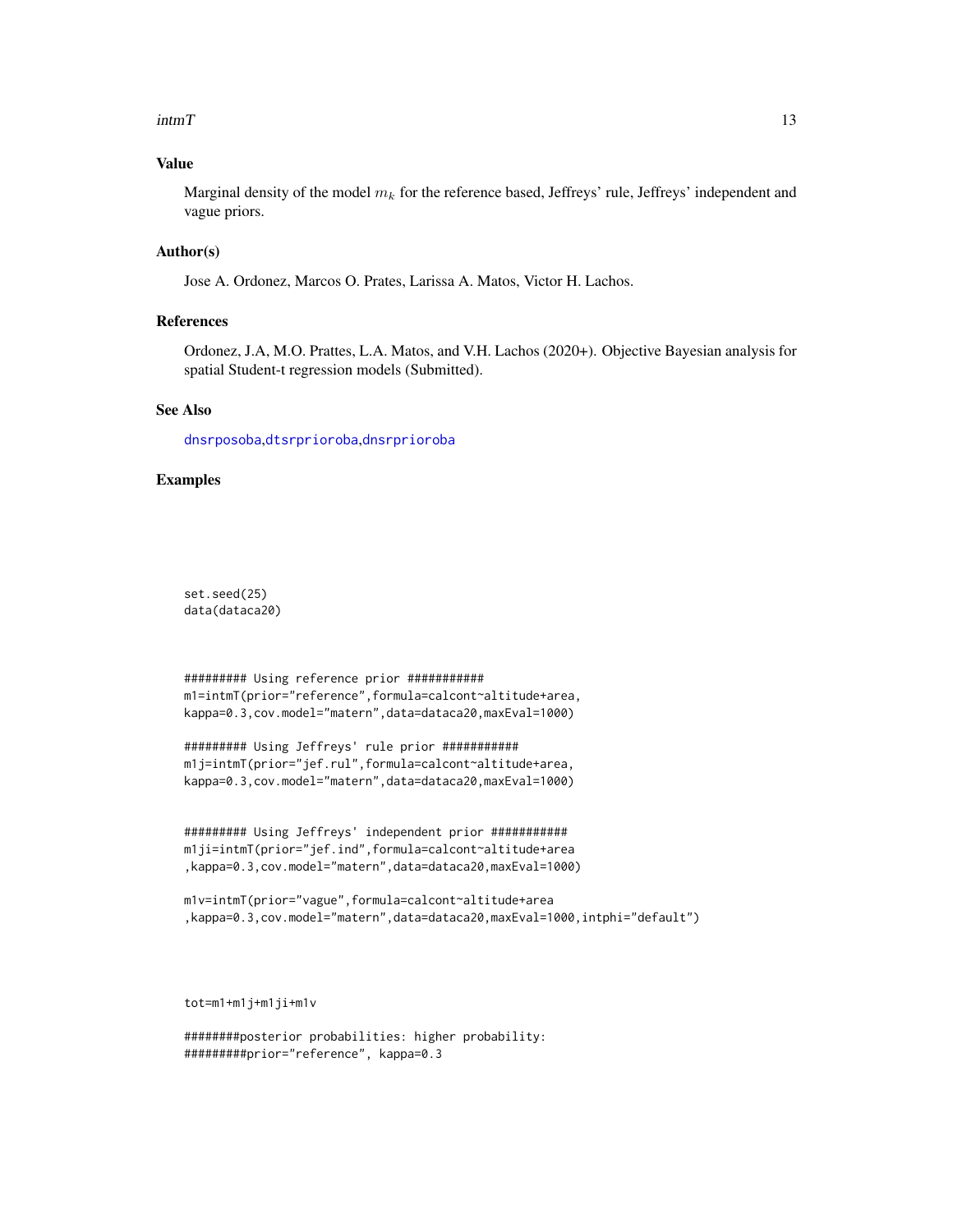## Value

Marginal density of the model $m_k$ for the reference based, Jeffreys' rule, Jeffreys' independent and vague priors.

## Author(s)

Jose A. Ordonez, Marcos O. Prates, Larissa A. Matos, Victor H. Lachos.

## References

Ordonez, J.A, M.O. Prattes, L.A. Matos, and V.H. Lachos (2020+). Objective Bayesian analysis for spatial Student-t regression models (Submitted).

## See Also

dnsrposoba,dtsrprioroba,dnsrprioroba

## Examples

```
set.seed(25)
data(dataca20)



######### Using reference prior ###########
m1=intmT(prior="reference",formula=calcont~altitude+area,
kappa=0.3,cov.model="matern",data=dataca20,maxEval=1000)

######### Using Jeffreys' rule prior ###########
m1j=intmT(prior="jef.rul",formula=calcont~altitude+area,
kappa=0.3,cov.model="matern",data=dataca20,maxEval=1000)


######### Using Jeffreys' independent prior ###########
m1ji=intmT(prior="jef.ind",formula=calcont~altitude+area
,kappa=0.3,cov.model="matern",data=dataca20,maxEval=1000)

m1v=intmT(prior="vague",formula=calcont~altitude+area
,kappa=0.3,cov.model="matern",data=dataca20,maxEval=1000,intphi="default")



tot=m1+m1j+m1ji+m1v

########posterior probabilities: higher probability:
#########prior="reference", kappa=0.3
```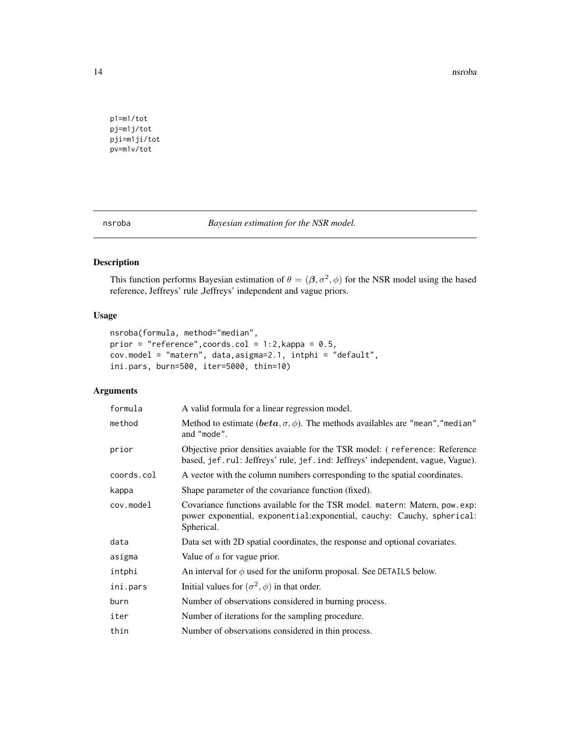```
p1=m1/tot
pj=m1j/tot
pji=m1ji/tot
pv=m1v/tot
```

## nsroba — *Bayesian estimation for the NSR model.*

### Description

This function performs Bayesian estimation of $\theta = (\boldsymbol{\beta}, \sigma^2, \phi)$ for the NSR model using the based reference, Jeffreys' rule ,Jeffreys' independent and vague priors.

### Usage

```
nsroba(formula, method="median",
prior = "reference",coords.col = 1:2,kappa = 0.5,
cov.model = "matern", data,asigma=2.1, intphi = "default",
ini.pars, burn=500, iter=5000, thin=10)
```

### Arguments

| | |
|---|---|
| formula | A valid formula for a linear regression model. |
| method | Method to estimate ($\boldsymbol{beta}, \sigma, \phi$). The methods availables are "mean","median" and "mode". |
| prior | Objective prior densities avaiable for the TSR model: ( reference: Reference based, jef.rul: Jeffreys' rule, jef.ind: Jeffreys' independent, vague, Vague). |
| coords.col | A vector with the column numbers corresponding to the spatial coordinates. |
| kappa | Shape parameter of the covariance function (fixed). |
| cov.model | Covariance functions available for the TSR model. matern: Matern, pow.exp: power exponential, exponential:exponential, cauchy: Cauchy, spherical: Spherical. |
| data | Data set with 2D spatial coordinates, the response and optional covariates. |
| asigma | Value of $a$ for vague prior. |
| intphi | An interval for $\phi$ used for the uniform proposal. See DETAILS below. |
| ini.pars | Initial values for $(\sigma^2, \phi)$ in that order. |
| burn | Number of observations considered in burning process. |
| iter | Number of iterations for the sampling procedure. |
| thin | Number of observations considered in thin process. |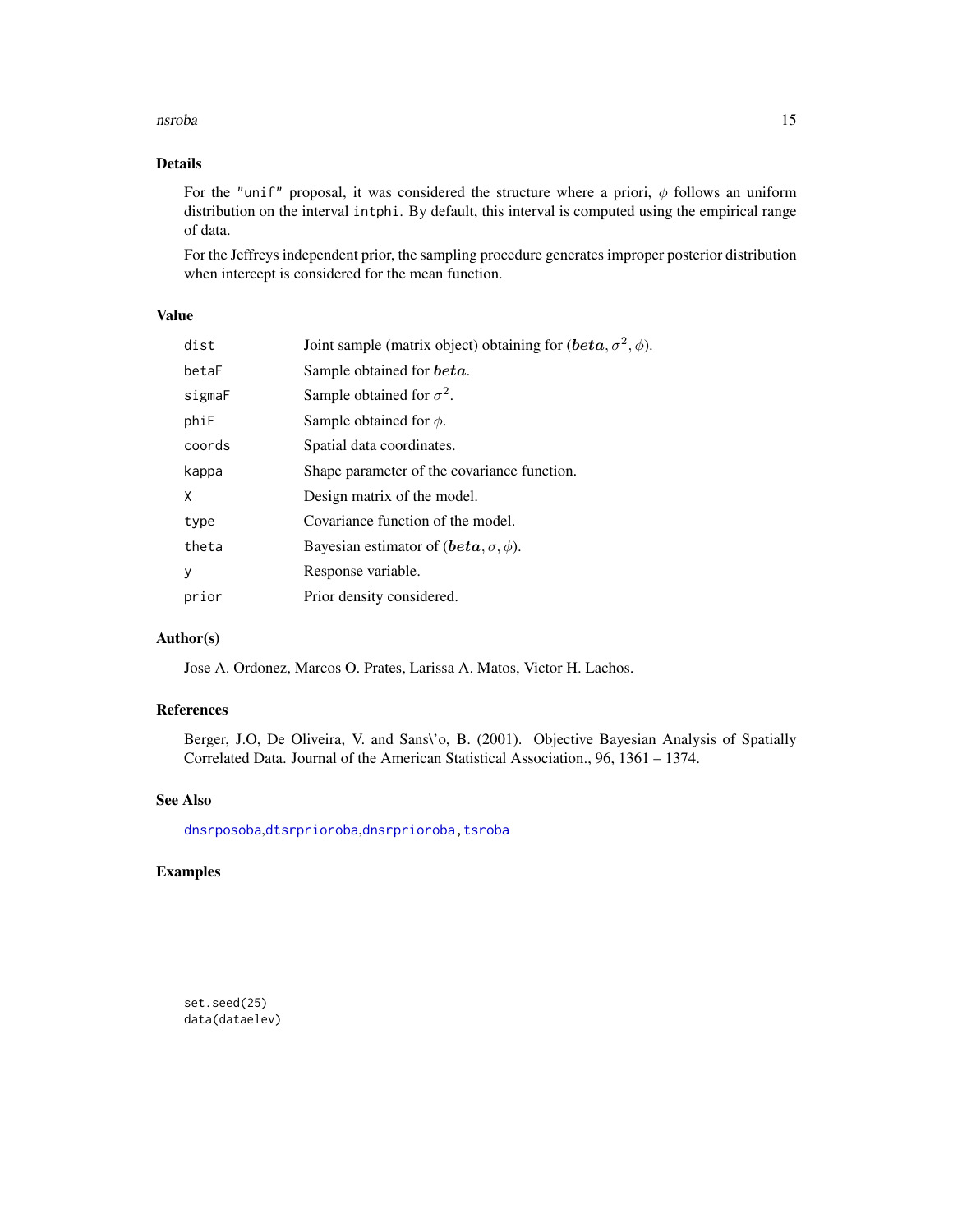## Details

For the "unif" proposal, it was considered the structure where a priori, $\phi$ follows an uniform distribution on the interval intphi. By default, this interval is computed using the empirical range of data.

For the Jeffreys independent prior, the sampling procedure generates improper posterior distribution when intercept is considered for the mean function.

## Value

| | |
|---|---|
| dist | Joint sample (matrix object) obtaining for $(\boldsymbol{beta}, \sigma^2, \phi)$. |
| betaF | Sample obtained for $\boldsymbol{beta}$. |
| sigmaF | Sample obtained for $\sigma^2$. |
| phiF | Sample obtained for $\phi$. |
| coords | Spatial data coordinates. |
| kappa | Shape parameter of the covariance function. |
| X | Design matrix of the model. |
| type | Covariance function of the model. |
| theta | Bayesian estimator of $(\boldsymbol{beta}, \sigma, \phi)$. |
| y | Response variable. |
| prior | Prior density considered. |

## Author(s)

Jose A. Ordonez, Marcos O. Prates, Larissa A. Matos, Victor H. Lachos.

## References

Berger, J.O, De Oliveira, V. and Sans\'o, B. (2001). Objective Bayesian Analysis of Spatially Correlated Data. Journal of the American Statistical Association., 96, 1361 – 1374.

## See Also

dnsrposoba,dtsrprioroba,dnsrprioroba, tsroba

## Examples

```
set.seed(25)
data(dataelev)
```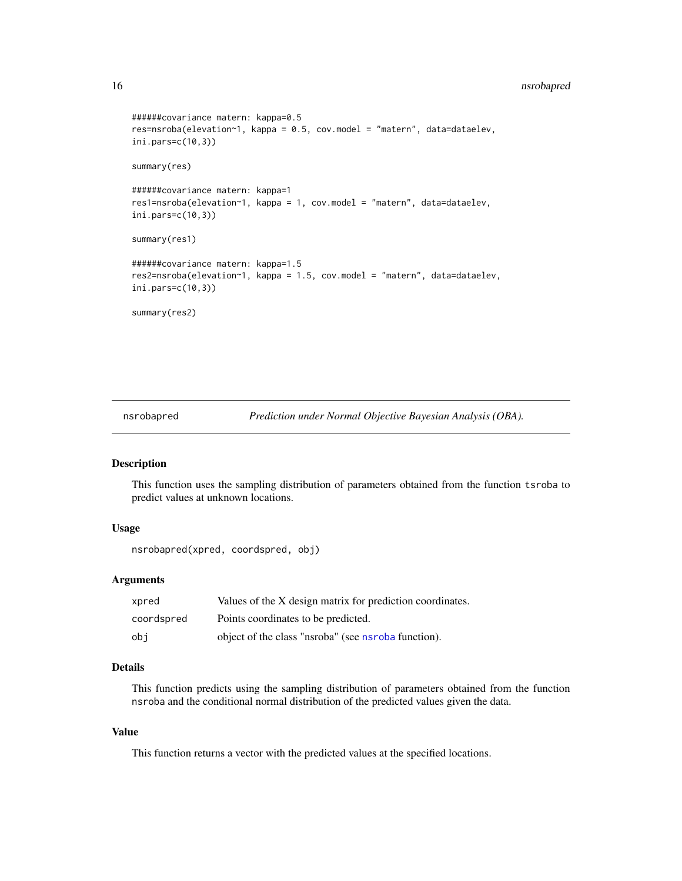```
######covariance matern: kappa=0.5
res=nsroba(elevation~1, kappa = 0.5, cov.model = "matern", data=dataelev,
ini.pars=c(10,3))

summary(res)

######covariance matern: kappa=1
res1=nsroba(elevation~1, kappa = 1, cov.model = "matern", data=dataelev,
ini.pars=c(10,3))

summary(res1)

######covariance matern: kappa=1.5
res2=nsroba(elevation~1, kappa = 1.5, cov.model = "matern", data=dataelev,
ini.pars=c(10,3))

summary(res2)
```

## nsrobapred — *Prediction under Normal Objective Bayesian Analysis (OBA).*

### Description

This function uses the sampling distribution of parameters obtained from the function `tsroba` to predict values at unknown locations.

### Usage

```
nsrobapred(xpred, coordspred, obj)
```

### Arguments

| | |
|---|---|
| `xpred` | Values of the X design matrix for prediction coordinates. |
| `coordspred` | Points coordinates to be predicted. |
| `obj` | object of the class "nsroba" (see `nsroba` function). |

### Details

This function predicts using the sampling distribution of parameters obtained from the function `nsroba` and the conditional normal distribution of the predicted values given the data.

### Value

This function returns a vector with the predicted values at the specified locations.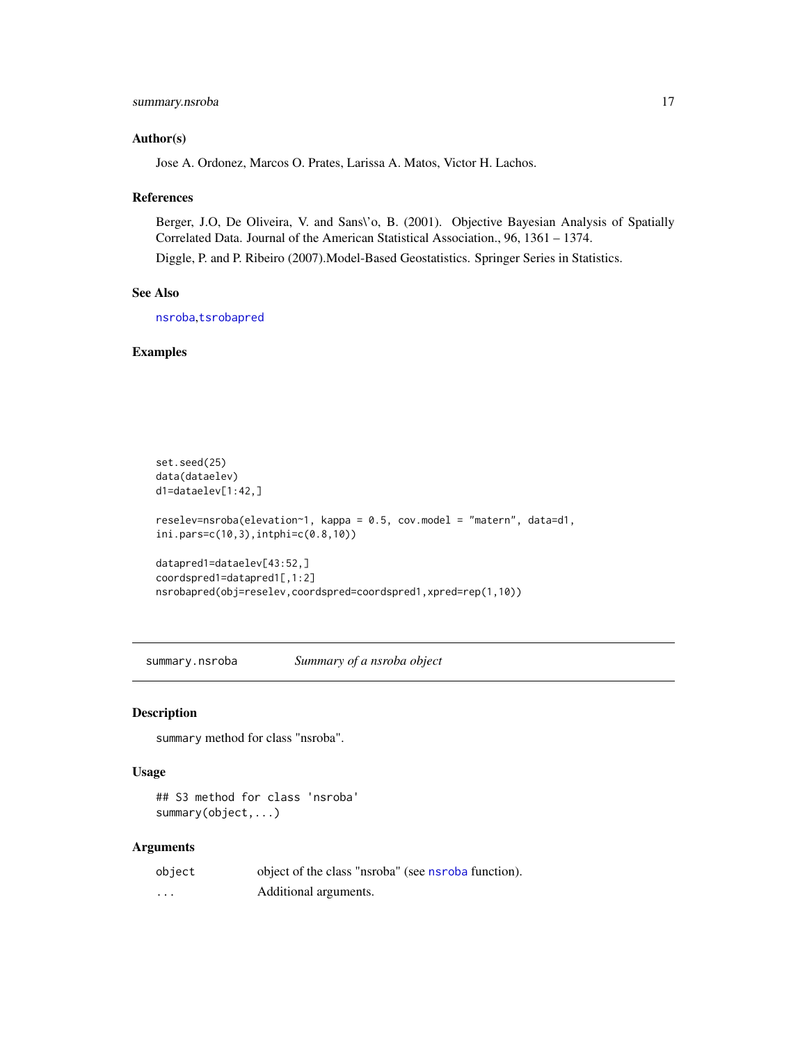## Author(s)

Jose A. Ordonez, Marcos O. Prates, Larissa A. Matos, Victor H. Lachos.

## References

Berger, J.O, De Oliveira, V. and Sans\'o, B. (2001). Objective Bayesian Analysis of Spatially Correlated Data. Journal of the American Statistical Association., 96, 1361 – 1374.

Diggle, P. and P. Ribeiro (2007).Model-Based Geostatistics. Springer Series in Statistics.

## See Also

nsroba,tsrobapred

## Examples

```
set.seed(25)
data(dataelev)
d1=dataelev[1:42,]

reselev=nsroba(elevation~1, kappa = 0.5, cov.model = "matern", data=d1,
ini.pars=c(10,3),intphi=c(0.8,10))

datapred1=dataelev[43:52,]
coordspred1=datapred1[,1:2]
nsrobapred(obj=reselev,coordspred=coordspred1,xpred=rep(1,10))
```

---

# summary.nsroba — *Summary of a nsroba object*

## Description

summary method for class "nsroba".

## Usage

```
## S3 method for class 'nsroba'
summary(object,...)
```

## Arguments

| | |
|---|---|
| object | object of the class "nsroba" (see nsroba function). |
| ... | Additional arguments. |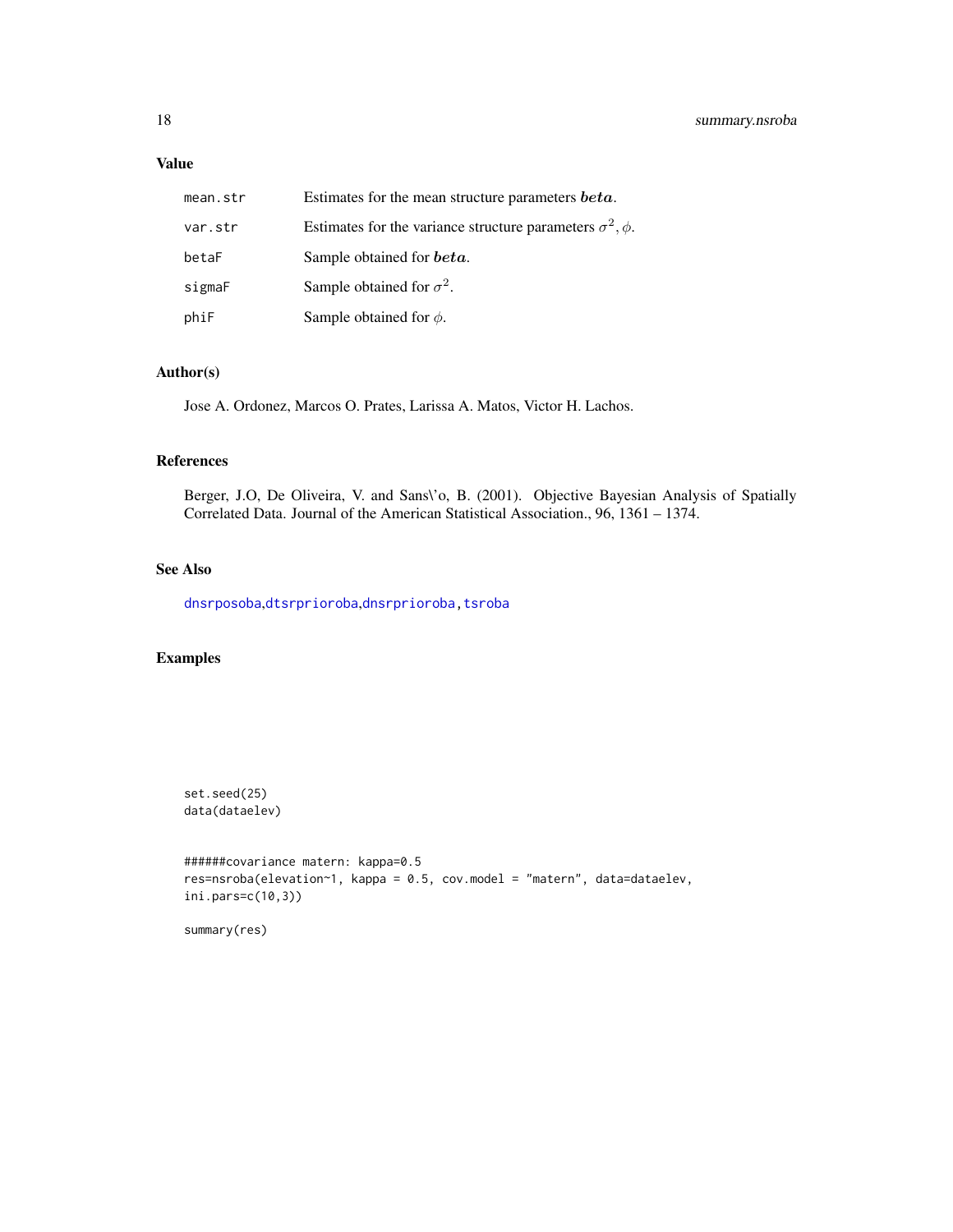## Value

| | |
|---|---|
| `mean.str` | Estimates for the mean structure parameters $\boldsymbol{beta}$. |
| `var.str` | Estimates for the variance structure parameters $\sigma^2, \phi$. |
| `betaF` | Sample obtained for $\boldsymbol{beta}$. |
| `sigmaF` | Sample obtained for $\sigma^2$. |
| `phiF` | Sample obtained for $\phi$. |

## Author(s)

Jose A. Ordonez, Marcos O. Prates, Larissa A. Matos, Victor H. Lachos.

## References

Berger, J.O, De Oliveira, V. and Sans\'o, B. (2001). Objective Bayesian Analysis of Spatially Correlated Data. Journal of the American Statistical Association., 96, 1361 – 1374.

## See Also

dnsrposoba, dtsrprioroba, dnsrprioroba, tsroba

## Examples

```
set.seed(25)
data(dataelev)


######covariance matern: kappa=0.5
res=nsroba(elevation~1, kappa = 0.5, cov.model = "matern", data=dataelev,
ini.pars=c(10,3))

summary(res)
```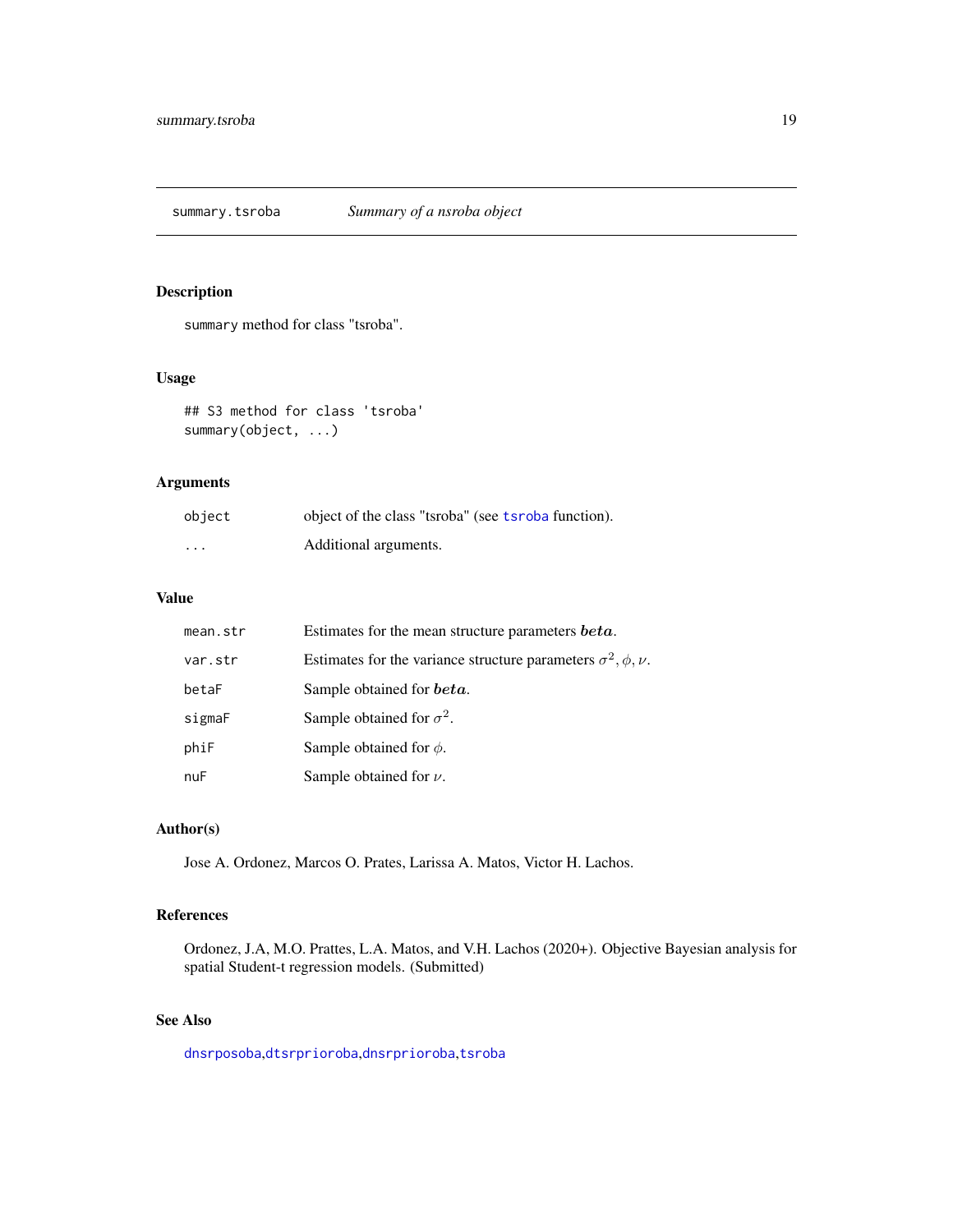summary.tsroba — *Summary of a nsroba object*

## Description

`summary` method for class "tsroba".

## Usage

```
## S3 method for class 'tsroba'
summary(object, ...)
```

## Arguments

| | |
|---|---|
| `object` | object of the class "tsroba" (see `tsroba` function). |
| `...` | Additional arguments. |

## Value

| | |
|---|---|
| `mean.str` | Estimates for the mean structure parameters $\boldsymbol{beta}$. |
| `var.str` | Estimates for the variance structure parameters $\sigma^2, \phi, \nu$. |
| `betaF` | Sample obtained for $\boldsymbol{beta}$. |
| `sigmaF` | Sample obtained for $\sigma^2$. |
| `phiF` | Sample obtained for $\phi$. |
| `nuF` | Sample obtained for $\nu$. |

## Author(s)

Jose A. Ordonez, Marcos O. Prates, Larissa A. Matos, Victor H. Lachos.

## References

Ordonez, J.A, M.O. Prattes, L.A. Matos, and V.H. Lachos (2020+). Objective Bayesian analysis for spatial Student-t regression models. (Submitted)

## See Also

`dnsrposoba`,`dtsrprioroba`,`dnsrprioroba`,`tsroba`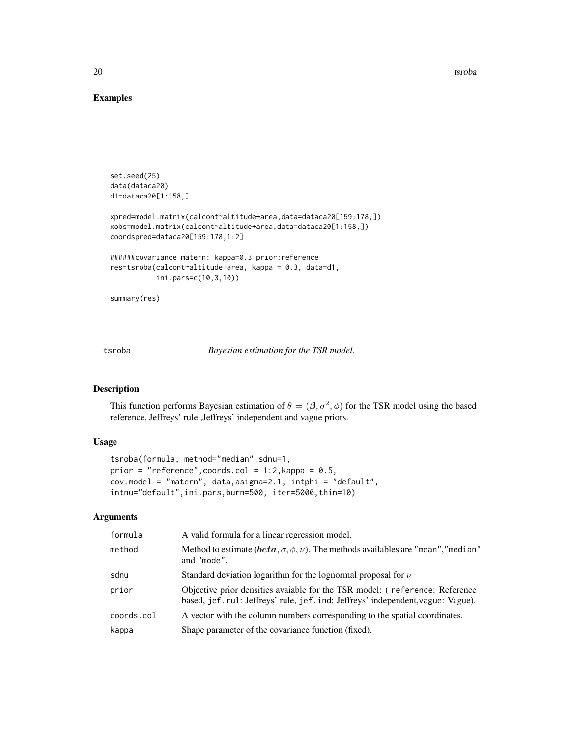## Examples

```
set.seed(25)
data(dataca20)
d1=dataca20[1:158,]

xpred=model.matrix(calcont~altitude+area,data=dataca20[159:178,])
xobs=model.matrix(calcont~altitude+area,data=dataca20[1:158,])
coordspred=dataca20[159:178,1:2]

######covariance matern: kappa=0.3 prior:reference
res=tsroba(calcont~altitude+area, kappa = 0.3, data=d1,
           ini.pars=c(10,3,10))

summary(res)
```

---

tsroba — *Bayesian estimation for the TSR model.*

---

### Description

This function performs Bayesian estimation of $\theta = (\boldsymbol{\beta}, \sigma^2, \phi)$ for the TSR model using the based reference, Jeffreys' rule ,Jeffreys' independent and vague priors.

### Usage

```
tsroba(formula, method="median",sdnu=1,
prior = "reference",coords.col = 1:2,kappa = 0.5,
cov.model = "matern", data,asigma=2.1, intphi = "default",
intnu="default",ini.pars,burn=500, iter=5000,thin=10)
```

### Arguments

| | |
|---|---|
| formula | A valid formula for a linear regression model. |
| method | Method to estimate ($\boldsymbol{beta}, \sigma, \phi, \nu$). The methods availables are "mean","median" and "mode". |
| sdnu | Standard deviation logarithm for the lognormal proposal for $\nu$ |
| prior | Objective prior densities avaiable for the TSR model: ( reference: Reference based, jef.rul: Jeffreys' rule, jef.ind: Jeffreys' independent,vague: Vague). |
| coords.col | A vector with the column numbers corresponding to the spatial coordinates. |
| kappa | Shape parameter of the covariance function (fixed). |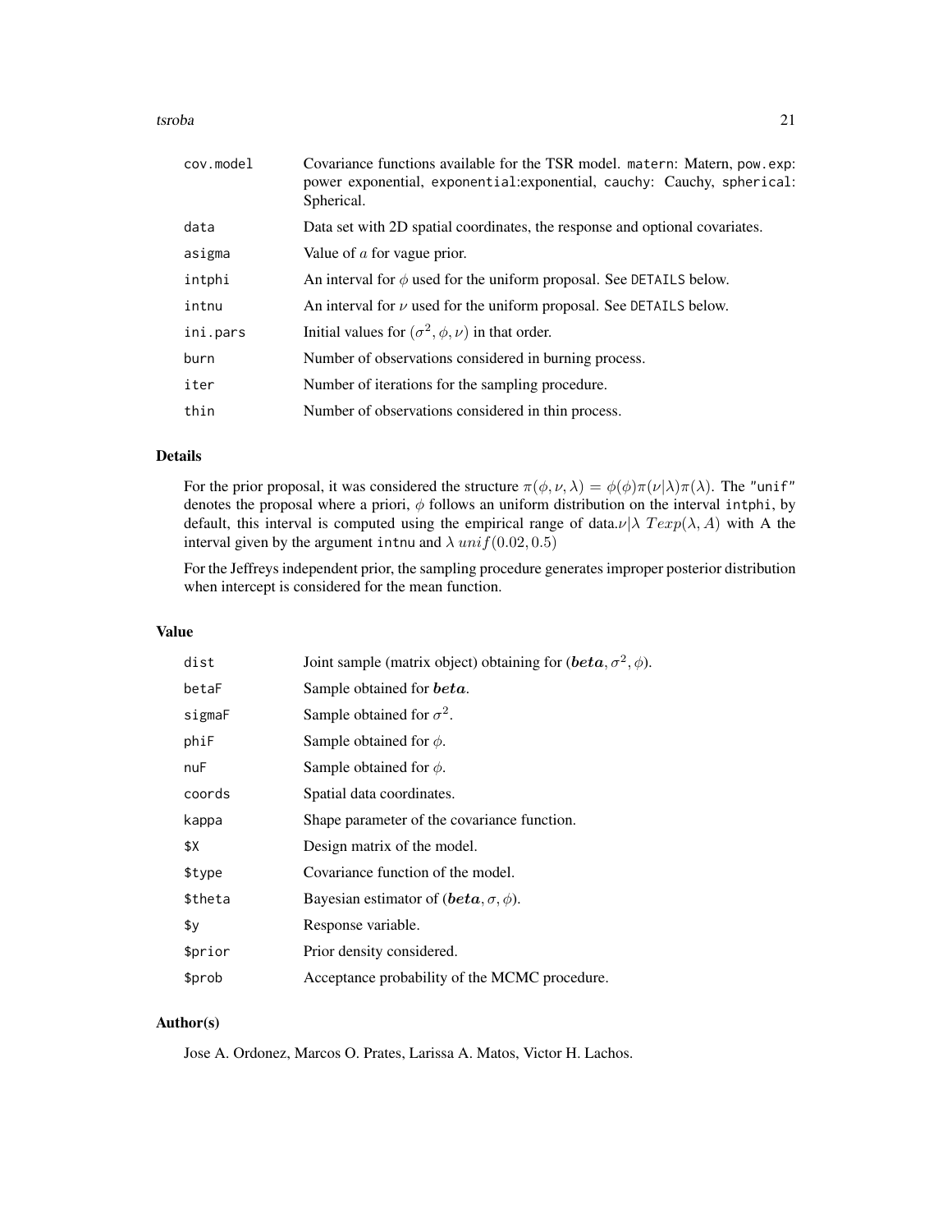| | |
|---|---|
| cov.model | Covariance functions available for the TSR model. matern: Matern, pow.exp: power exponential, exponential:exponential, cauchy: Cauchy, spherical: Spherical. |
| data | Data set with 2D spatial coordinates, the response and optional covariates. |
| asigma | Value of $a$ for vague prior. |
| intphi | An interval for $\phi$ used for the uniform proposal. See DETAILS below. |
| intnu | An interval for $\nu$ used for the uniform proposal. See DETAILS below. |
| ini.pars | Initial values for $(\sigma^2, \phi, \nu)$ in that order. |
| burn | Number of observations considered in burning process. |
| iter | Number of iterations for the sampling procedure. |
| thin | Number of observations considered in thin process. |

## Details

For the prior proposal, it was considered the structure $\pi(\phi, \nu, \lambda) = \phi(\phi)\pi(\nu|\lambda)\pi(\lambda)$. The "unif" denotes the proposal where a priori, $\phi$ follows an uniform distribution on the interval intphi, by default, this interval is computed using the empirical range of data.$\nu|\lambda\ Texp(\lambda, A)$ with A the interval given by the argument intnu and $\lambda\ unif(0.02, 0.5)$

For the Jeffreys independent prior, the sampling procedure generates improper posterior distribution when intercept is considered for the mean function.

## Value

| | |
|---|---|
| dist | Joint sample (matrix object) obtaining for $(\boldsymbol{beta}, \sigma^2, \phi)$. |
| betaF | Sample obtained for $\boldsymbol{beta}$. |
| sigmaF | Sample obtained for $\sigma^2$. |
| phiF | Sample obtained for $\phi$. |
| nuF | Sample obtained for $\phi$. |
| coords | Spatial data coordinates. |
| kappa | Shape parameter of the covariance function. |
| $X | Design matrix of the model. |
| $type | Covariance function of the model. |
| $theta | Bayesian estimator of $(\boldsymbol{beta}, \sigma, \phi)$. |
| $y | Response variable. |
| $prior | Prior density considered. |
| $prob | Acceptance probability of the MCMC procedure. |

## Author(s)

Jose A. Ordonez, Marcos O. Prates, Larissa A. Matos, Victor H. Lachos.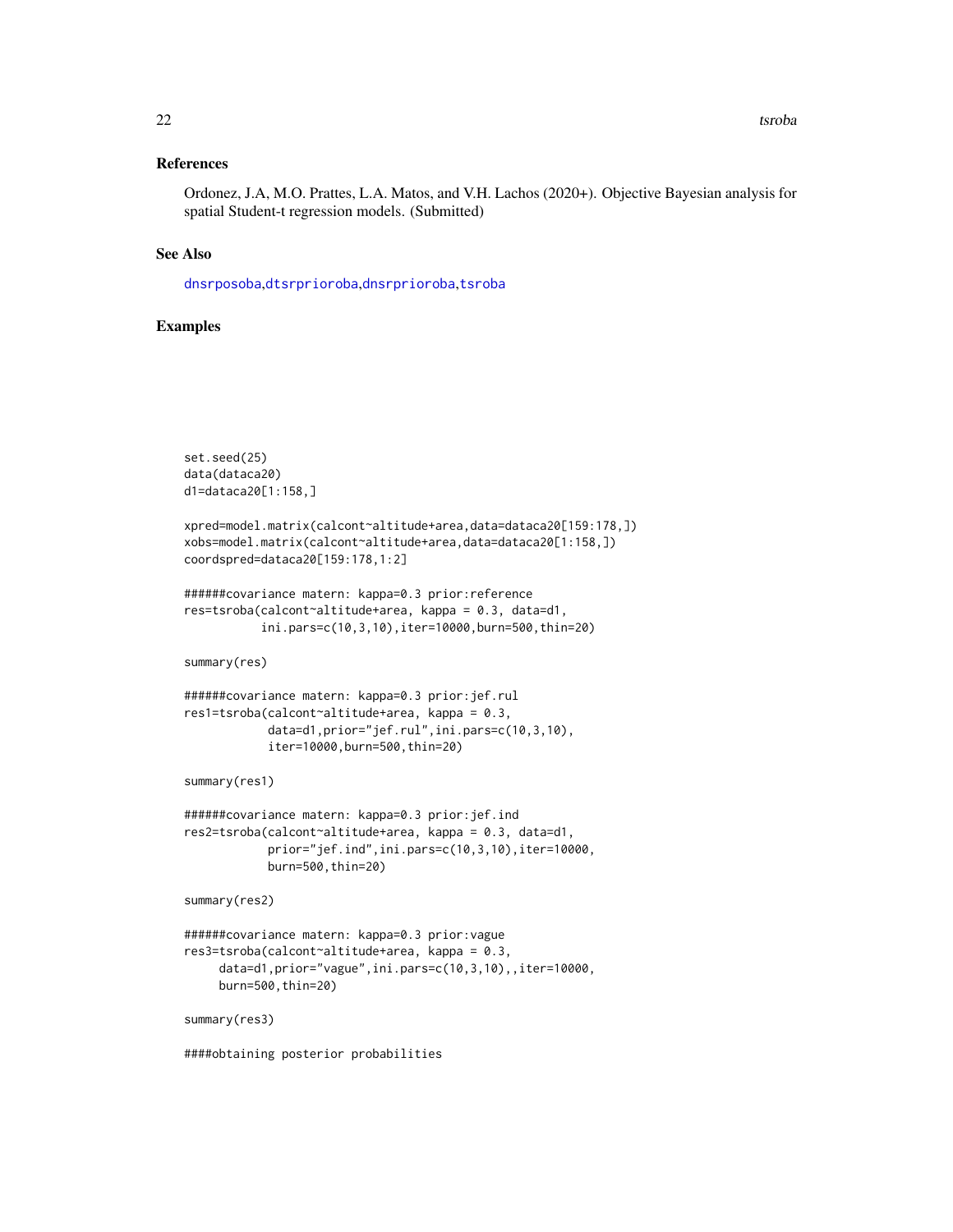## References

Ordonez, J.A, M.O. Prattes, L.A. Matos, and V.H. Lachos (2020+). Objective Bayesian analysis for spatial Student-t regression models. (Submitted)

## See Also

dnsrposoba,dtsrprioroba,dnsrprioroba,tsroba

## Examples

```
set.seed(25)
data(dataca20)
d1=dataca20[1:158,]

xpred=model.matrix(calcont~altitude+area,data=dataca20[159:178,])
xobs=model.matrix(calcont~altitude+area,data=dataca20[1:158,])
coordspred=dataca20[159:178,1:2]

######covariance matern: kappa=0.3 prior:reference
res=tsroba(calcont~altitude+area, kappa = 0.3, data=d1,
           ini.pars=c(10,3,10),iter=10000,burn=500,thin=20)

summary(res)

######covariance matern: kappa=0.3 prior:jef.rul
res1=tsroba(calcont~altitude+area, kappa = 0.3,
            data=d1,prior="jef.rul",ini.pars=c(10,3,10),
            iter=10000,burn=500,thin=20)

summary(res1)

######covariance matern: kappa=0.3 prior:jef.ind
res2=tsroba(calcont~altitude+area, kappa = 0.3, data=d1,
            prior="jef.ind",ini.pars=c(10,3,10),iter=10000,
            burn=500,thin=20)

summary(res2)

######covariance matern: kappa=0.3 prior:vague
res3=tsroba(calcont~altitude+area, kappa = 0.3,
     data=d1,prior="vague",ini.pars=c(10,3,10),,iter=10000,
     burn=500,thin=20)

summary(res3)

####obtaining posterior probabilities
```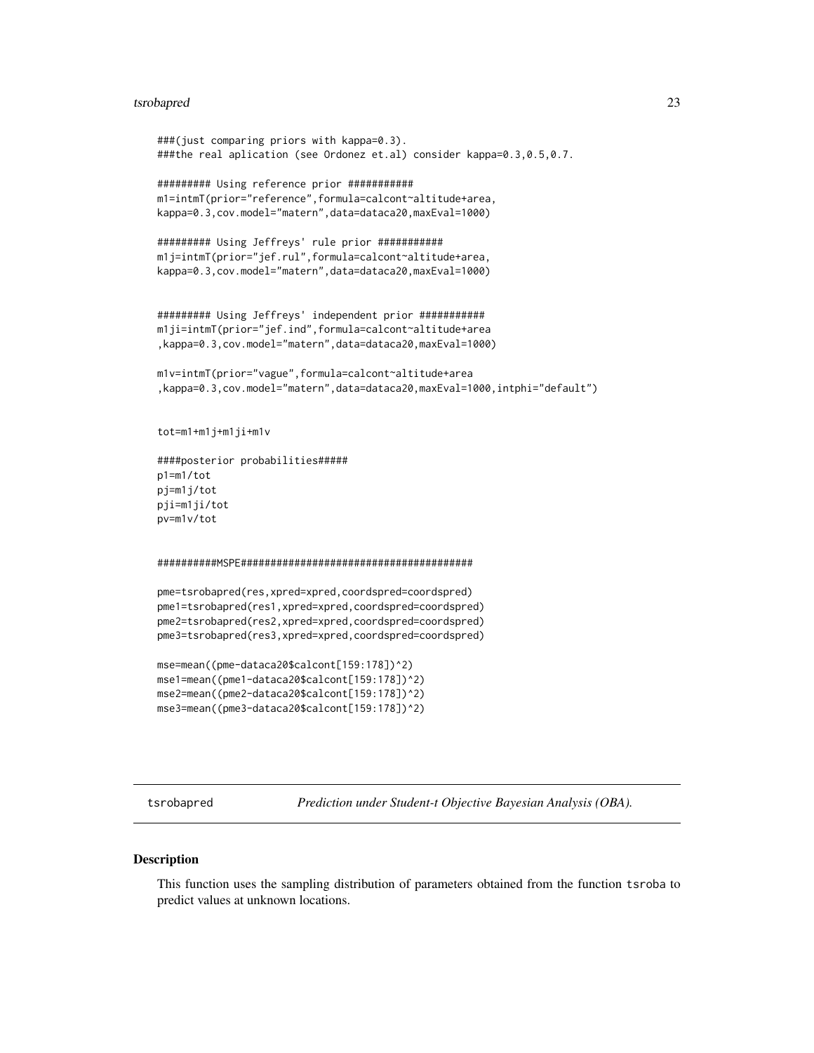```
###(just comparing priors with kappa=0.3).
###the real aplication (see Ordonez et.al) consider kappa=0.3,0.5,0.7.

######### Using reference prior ###########
m1=intmT(prior="reference",formula=calcont~altitude+area,
kappa=0.3,cov.model="matern",data=dataca20,maxEval=1000)

######### Using Jeffreys' rule prior ###########
m1j=intmT(prior="jef.rul",formula=calcont~altitude+area,
kappa=0.3,cov.model="matern",data=dataca20,maxEval=1000)


######### Using Jeffreys' independent prior ###########
m1ji=intmT(prior="jef.ind",formula=calcont~altitude+area
,kappa=0.3,cov.model="matern",data=dataca20,maxEval=1000)

m1v=intmT(prior="vague",formula=calcont~altitude+area
,kappa=0.3,cov.model="matern",data=dataca20,maxEval=1000,intphi="default")


tot=m1+m1j+m1ji+m1v

####posterior probabilities#####
p1=m1/tot
pj=m1j/tot
pji=m1ji/tot
pv=m1v/tot


##########MSPE#########################################

pme=tsrobapred(res,xpred=xpred,coordspred=coordspred)
pme1=tsrobapred(res1,xpred=xpred,coordspred=coordspred)
pme2=tsrobapred(res2,xpred=xpred,coordspred=coordspred)
pme3=tsrobapred(res3,xpred=xpred,coordspred=coordspred)

mse=mean((pme-dataca20$calcont[159:178])^2)
mse1=mean((pme1-dataca20$calcont[159:178])^2)
mse2=mean((pme2-dataca20$calcont[159:178])^2)
mse3=mean((pme3-dataca20$calcont[159:178])^2)
```

## tsrobapred *Prediction under Student-t Objective Bayesian Analysis (OBA).*

### Description

This function uses the sampling distribution of parameters obtained from the function tsroba to predict values at unknown locations.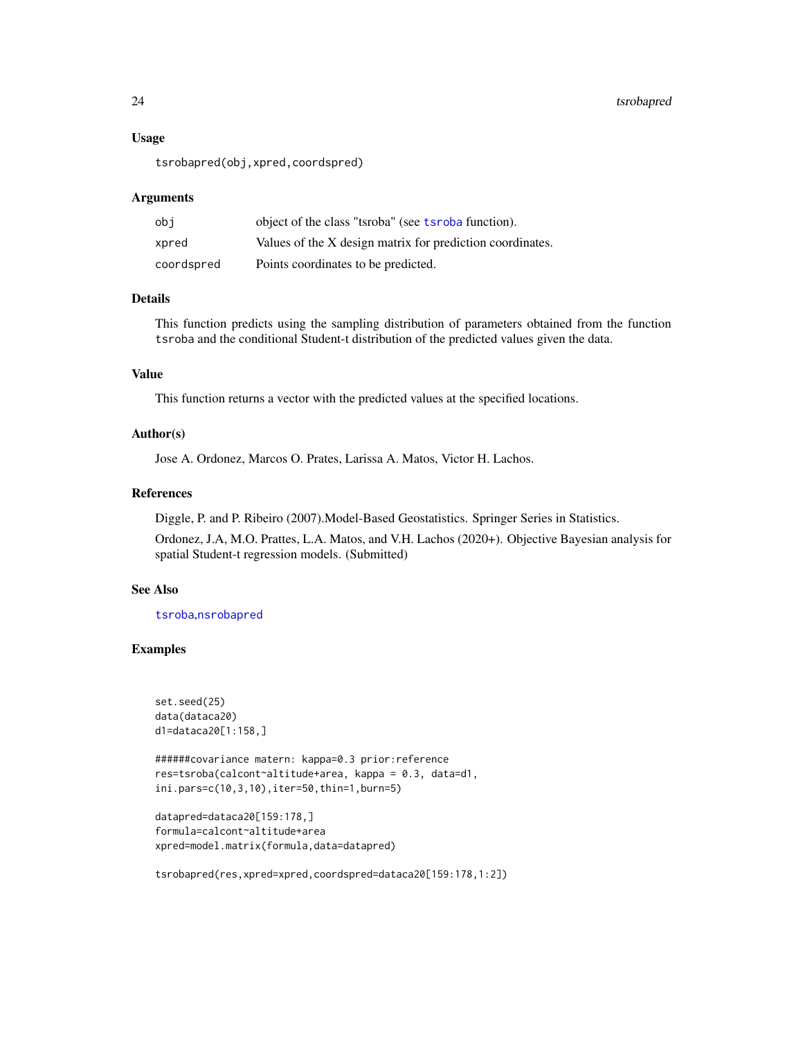### Usage

```
tsrobapred(obj,xpred,coordspred)
```

### Arguments

| | |
|---|---|
| obj | object of the class "tsroba" (see tsroba function). |
| xpred | Values of the X design matrix for prediction coordinates. |
| coordspred | Points coordinates to be predicted. |

### Details

This function predicts using the sampling distribution of parameters obtained from the function tsroba and the conditional Student-t distribution of the predicted values given the data.

### Value

This function returns a vector with the predicted values at the specified locations.

### Author(s)

Jose A. Ordonez, Marcos O. Prates, Larissa A. Matos, Victor H. Lachos.

### References

Diggle, P. and P. Ribeiro (2007).Model-Based Geostatistics. Springer Series in Statistics.

Ordonez, J.A, M.O. Prattes, L.A. Matos, and V.H. Lachos (2020+). Objective Bayesian analysis for spatial Student-t regression models. (Submitted)

### See Also

tsroba,nsrobapred

### Examples

```
set.seed(25)
data(dataca20)
d1=dataca20[1:158,]

######covariance matern: kappa=0.3 prior:reference
res=tsroba(calcont~altitude+area, kappa = 0.3, data=d1,
ini.pars=c(10,3,10),iter=50,thin=1,burn=5)

datapred=dataca20[159:178,]
formula=calcont~altitude+area
xpred=model.matrix(formula,data=datapred)

tsrobapred(res,xpred=xpred,coordspred=dataca20[159:178,1:2])
```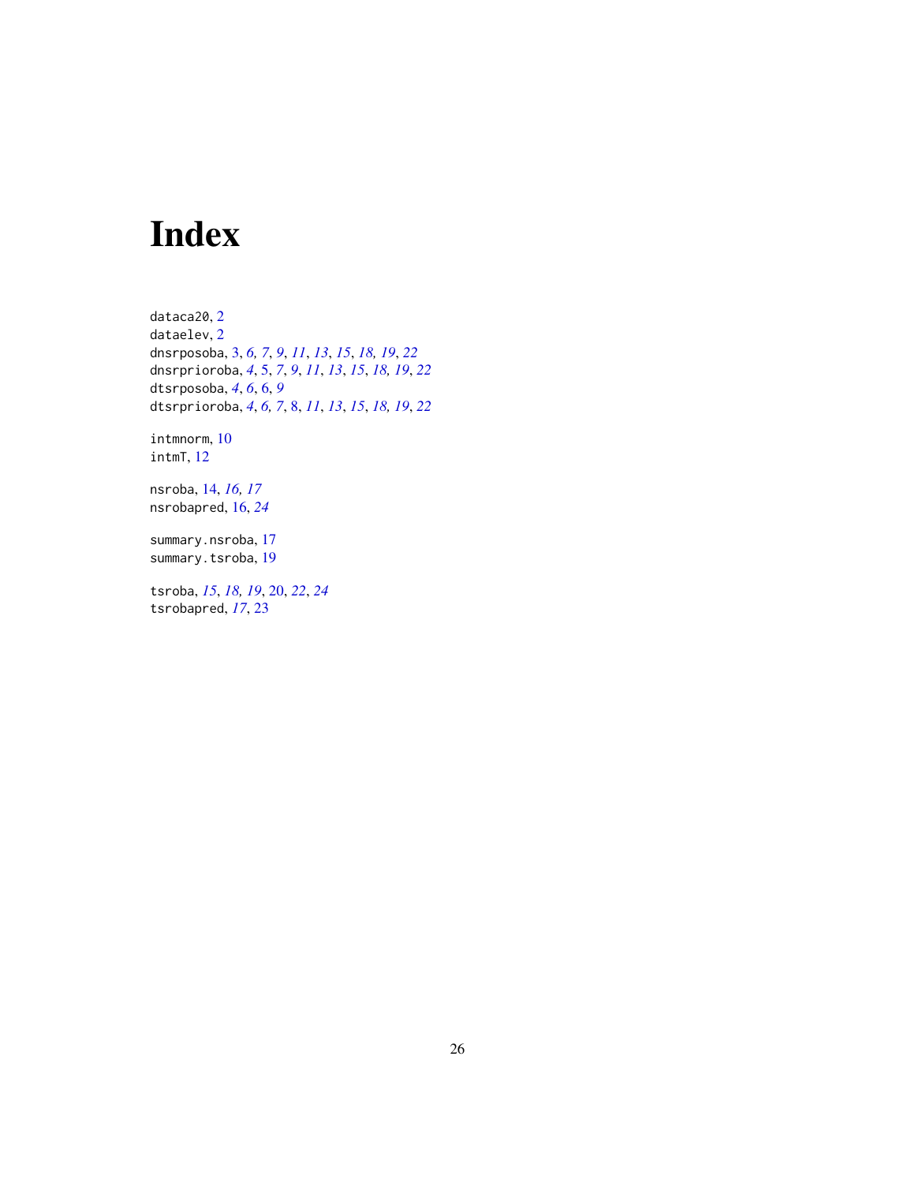# Index

dataca20, 2
dataelev, 2
dnsrposoba, 3, *6, 7*, *9*, *11*, *13*, *15*, *18, 19*, *22*
dnsrprioroba, *4*, 5, *7*, *9*, *11*, *13*, *15*, *18, 19*, *22*
dtsrposoba, *4*, *6*, 6, *9*
dtsrprioroba, *4*, *6, 7*, 8, *11*, *13*, *15*, *18, 19*, *22*

intmnorm, 10
intmT, 12

nsroba, 14, *16, 17*
nsrobapred, 16, *24*

summary.nsroba, 17
summary.tsroba, 19

tsroba, *15*, *18, 19*, 20, *22*, *24*
tsrobapred, *17*, 23